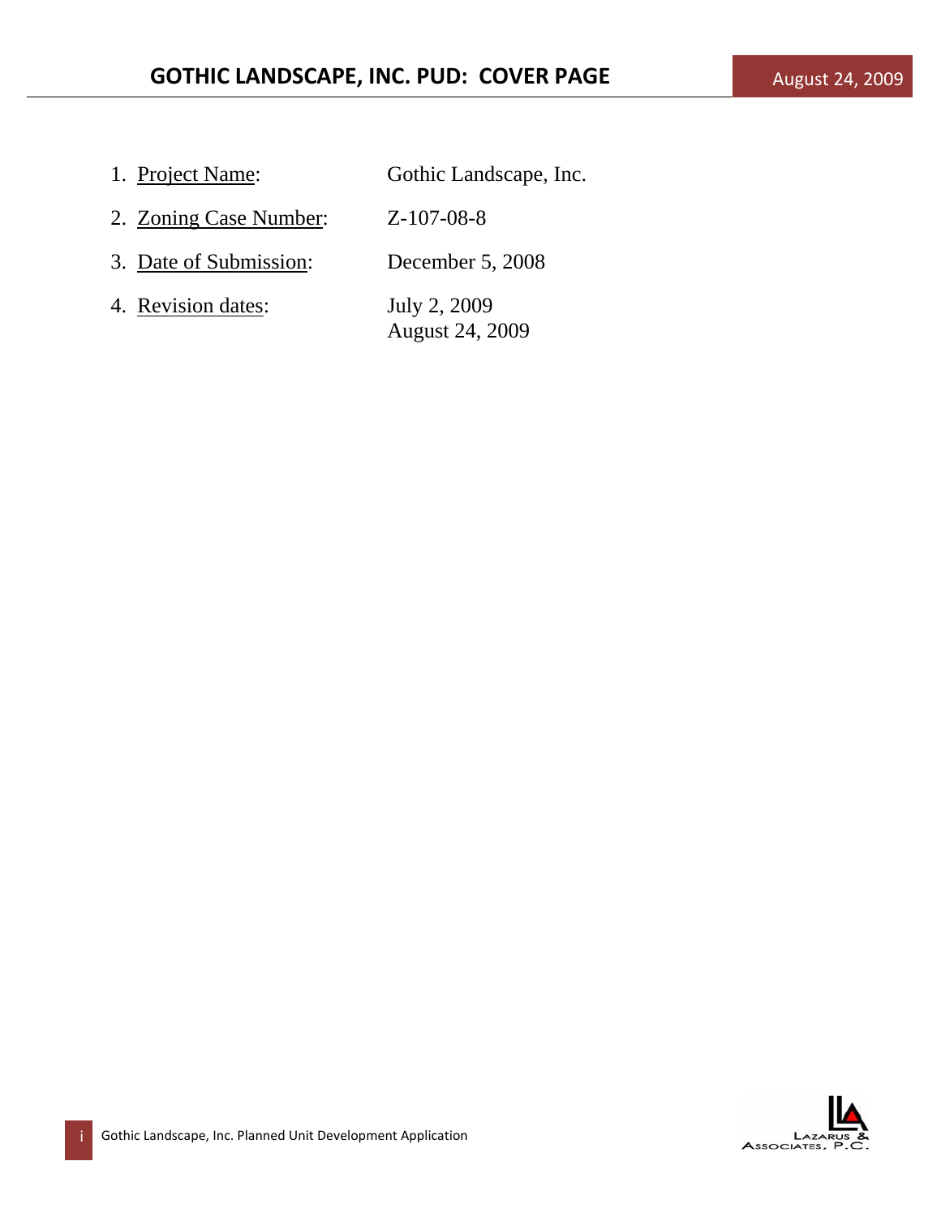# GOTHIC LANDSCAPE, INC. PUD: COVER PAGE

August 24, 2009

1. Project Name: Gothic Landscape, Inc.
2. Zoning Case Number: Z-107-08-8
3. Date of Submission: December 5, 2008
4. Revision dates: July 2, 2009
   August 24, 2009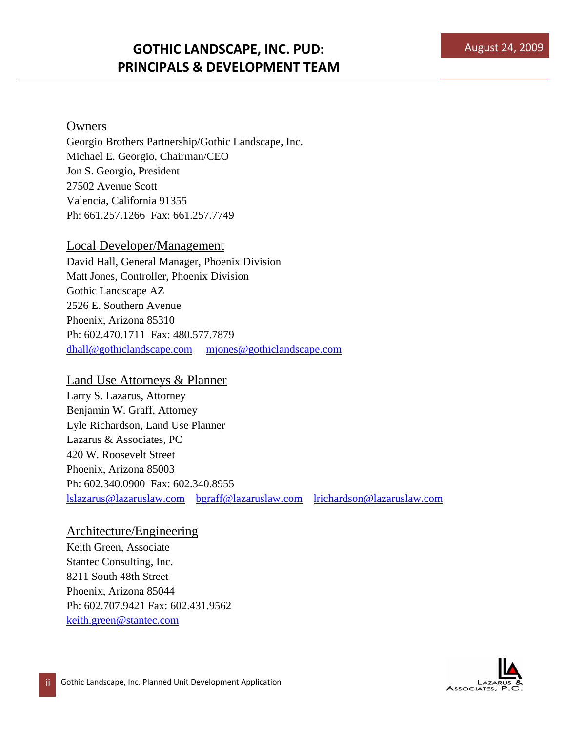# GOTHIC LANDSCAPE, INC. PUD: PRINCIPALS & DEVELOPMENT TEAM

August 24, 2009

## Owners

Georgio Brothers Partnership/Gothic Landscape, Inc.
Michael E. Georgio, Chairman/CEO
Jon S. Georgio, President
27502 Avenue Scott
Valencia, California 91355
Ph: 661.257.1266 Fax: 661.257.7749

## Local Developer/Management

David Hall, General Manager, Phoenix Division
Matt Jones, Controller, Phoenix Division
Gothic Landscape AZ
2526 E. Southern Avenue
Phoenix, Arizona 85310
Ph: 602.470.1711 Fax: 480.577.7879
dhall@gothiclandscape.com mjones@gothiclandscape.com

## Land Use Attorneys & Planner

Larry S. Lazarus, Attorney
Benjamin W. Graff, Attorney
Lyle Richardson, Land Use Planner
Lazarus & Associates, PC
420 W. Roosevelt Street
Phoenix, Arizona 85003
Ph: 602.340.0900 Fax: 602.340.8955
lslazarus@lazaruslaw.com bgraff@lazaruslaw.com lrichardson@lazaruslaw.com

## Architecture/Engineering

Keith Green, Associate
Stantec Consulting, Inc.
8211 South 48th Street
Phoenix, Arizona 85044
Ph: 602.707.9421 Fax: 602.431.9562
keith.green@stantec.com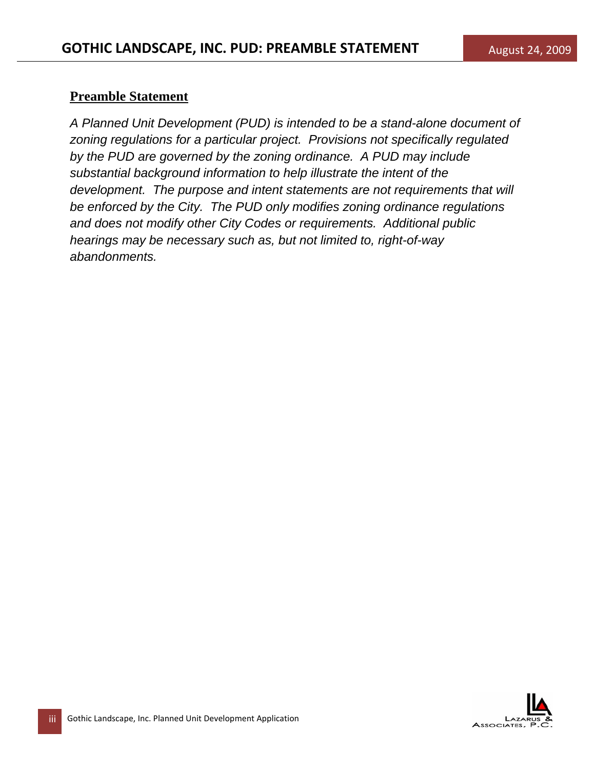## Preamble Statement

*A Planned Unit Development (PUD) is intended to be a stand-alone document of zoning regulations for a particular project. Provisions not specifically regulated by the PUD are governed by the zoning ordinance. A PUD may include substantial background information to help illustrate the intent of the development. The purpose and intent statements are not requirements that will be enforced by the City. The PUD only modifies zoning ordinance regulations and does not modify other City Codes or requirements. Additional public hearings may be necessary such as, but not limited to, right-of-way abandonments.*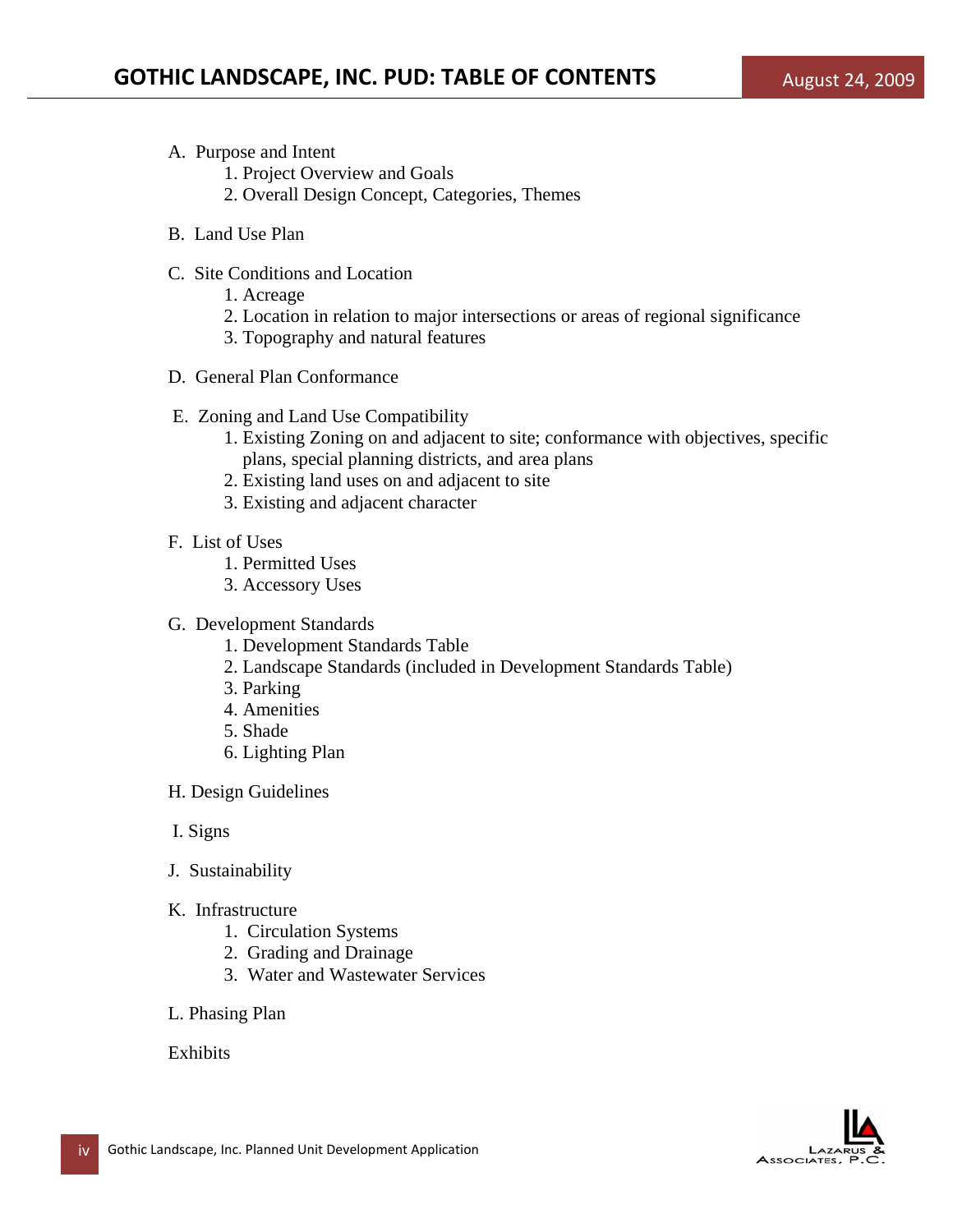# GOTHIC LANDSCAPE, INC. PUD: TABLE OF CONTENTS

August 24, 2009

A. Purpose and Intent
   1. Project Overview and Goals
   2. Overall Design Concept, Categories, Themes

B. Land Use Plan

C. Site Conditions and Location
   1. Acreage
   2. Location in relation to major intersections or areas of regional significance
   3. Topography and natural features

D. General Plan Conformance

E. Zoning and Land Use Compatibility
   1. Existing Zoning on and adjacent to site; conformance with objectives, specific plans, special planning districts, and area plans
   2. Existing land uses on and adjacent to site
   3. Existing and adjacent character

F. List of Uses
   1. Permitted Uses
   3. Accessory Uses

G. Development Standards
   1. Development Standards Table
   2. Landscape Standards (included in Development Standards Table)
   3. Parking
   4. Amenities
   5. Shade
   6. Lighting Plan

H. Design Guidelines

I. Signs

J. Sustainability

K. Infrastructure
   1. Circulation Systems
   2. Grading and Drainage
   3. Water and Wastewater Services

L. Phasing Plan

Exhibits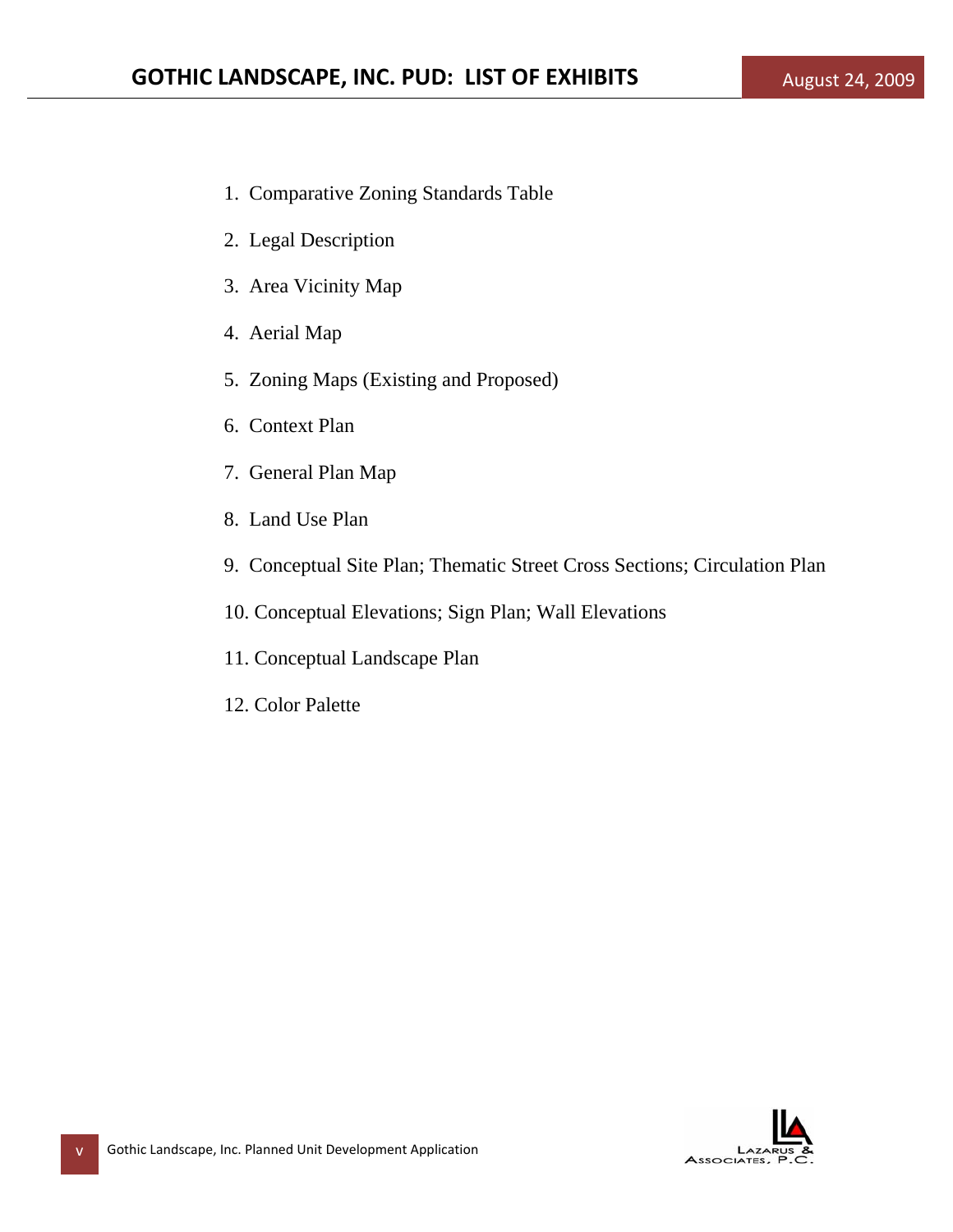# GOTHIC LANDSCAPE, INC. PUD: LIST OF EXHIBITS

August 24, 2009

1. Comparative Zoning Standards Table
2. Legal Description
3. Area Vicinity Map
4. Aerial Map
5. Zoning Maps (Existing and Proposed)
6. Context Plan
7. General Plan Map
8. Land Use Plan
9. Conceptual Site Plan; Thematic Street Cross Sections; Circulation Plan
10. Conceptual Elevations; Sign Plan; Wall Elevations
11. Conceptual Landscape Plan
12. Color Palette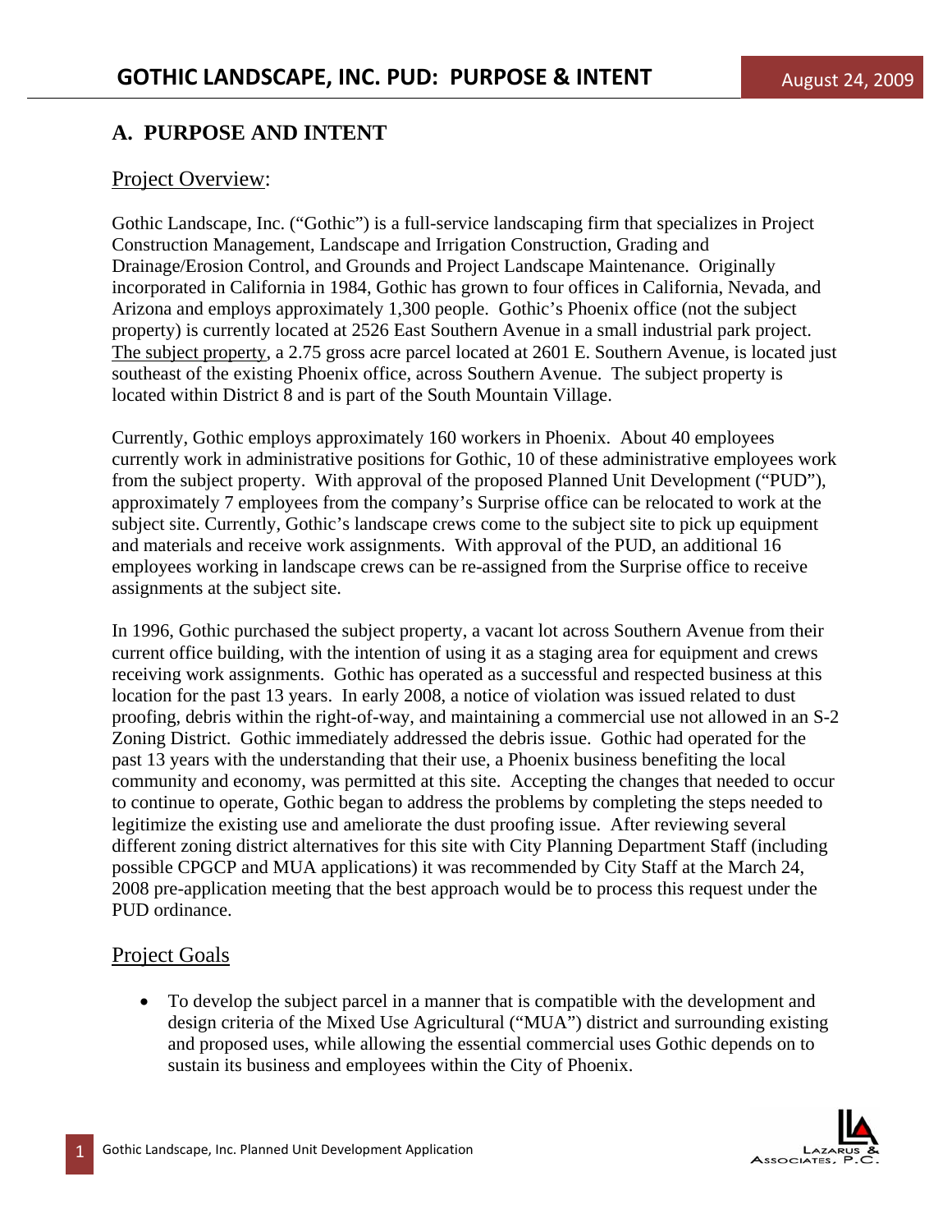## A. PURPOSE AND INTENT

### Project Overview:

Gothic Landscape, Inc. ("Gothic") is a full-service landscaping firm that specializes in Project Construction Management, Landscape and Irrigation Construction, Grading and Drainage/Erosion Control, and Grounds and Project Landscape Maintenance. Originally incorporated in California in 1984, Gothic has grown to four offices in California, Nevada, and Arizona and employs approximately 1,300 people. Gothic's Phoenix office (not the subject property) is currently located at 2526 East Southern Avenue in a small industrial park project. The subject property, a 2.75 gross acre parcel located at 2601 E. Southern Avenue, is located just southeast of the existing Phoenix office, across Southern Avenue. The subject property is located within District 8 and is part of the South Mountain Village.

Currently, Gothic employs approximately 160 workers in Phoenix. About 40 employees currently work in administrative positions for Gothic, 10 of these administrative employees work from the subject property. With approval of the proposed Planned Unit Development ("PUD"), approximately 7 employees from the company's Surprise office can be relocated to work at the subject site. Currently, Gothic's landscape crews come to the subject site to pick up equipment and materials and receive work assignments. With approval of the PUD, an additional 16 employees working in landscape crews can be re-assigned from the Surprise office to receive assignments at the subject site.

In 1996, Gothic purchased the subject property, a vacant lot across Southern Avenue from their current office building, with the intention of using it as a staging area for equipment and crews receiving work assignments. Gothic has operated as a successful and respected business at this location for the past 13 years. In early 2008, a notice of violation was issued related to dust proofing, debris within the right-of-way, and maintaining a commercial use not allowed in an S-2 Zoning District. Gothic immediately addressed the debris issue. Gothic had operated for the past 13 years with the understanding that their use, a Phoenix business benefiting the local community and economy, was permitted at this site. Accepting the changes that needed to occur to continue to operate, Gothic began to address the problems by completing the steps needed to legitimize the existing use and ameliorate the dust proofing issue. After reviewing several different zoning district alternatives for this site with City Planning Department Staff (including possible CPGCP and MUA applications) it was recommended by City Staff at the March 24, 2008 pre-application meeting that the best approach would be to process this request under the PUD ordinance.

### Project Goals

- To develop the subject parcel in a manner that is compatible with the development and design criteria of the Mixed Use Agricultural ("MUA") district and surrounding existing and proposed uses, while allowing the essential commercial uses Gothic depends on to sustain its business and employees within the City of Phoenix.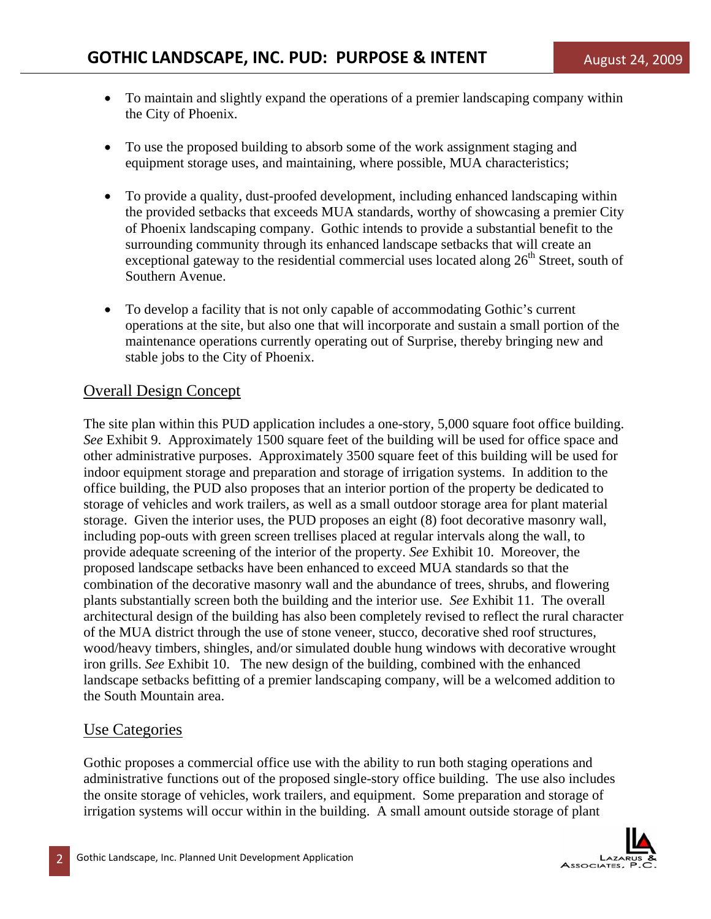- To maintain and slightly expand the operations of a premier landscaping company within the City of Phoenix.

- To use the proposed building to absorb some of the work assignment staging and equipment storage uses, and maintaining, where possible, MUA characteristics;

- To provide a quality, dust-proofed development, including enhanced landscaping within the provided setbacks that exceeds MUA standards, worthy of showcasing a premier City of Phoenix landscaping company. Gothic intends to provide a substantial benefit to the surrounding community through its enhanced landscape setbacks that will create an exceptional gateway to the residential commercial uses located along 26th Street, south of Southern Avenue.

- To develop a facility that is not only capable of accommodating Gothic's current operations at the site, but also one that will incorporate and sustain a small portion of the maintenance operations currently operating out of Surprise, thereby bringing new and stable jobs to the City of Phoenix.

## Overall Design Concept

The site plan within this PUD application includes a one-story, 5,000 square foot office building. *See* Exhibit 9. Approximately 1500 square feet of the building will be used for office space and other administrative purposes. Approximately 3500 square feet of this building will be used for indoor equipment storage and preparation and storage of irrigation systems. In addition to the office building, the PUD also proposes that an interior portion of the property be dedicated to storage of vehicles and work trailers, as well as a small outdoor storage area for plant material storage. Given the interior uses, the PUD proposes an eight (8) foot decorative masonry wall, including pop-outs with green screen trellises placed at regular intervals along the wall, to provide adequate screening of the interior of the property. *See* Exhibit 10. Moreover, the proposed landscape setbacks have been enhanced to exceed MUA standards so that the combination of the decorative masonry wall and the abundance of trees, shrubs, and flowering plants substantially screen both the building and the interior use. *See* Exhibit 11. The overall architectural design of the building has also been completely revised to reflect the rural character of the MUA district through the use of stone veneer, stucco, decorative shed roof structures, wood/heavy timbers, shingles, and/or simulated double hung windows with decorative wrought iron grills. *See* Exhibit 10. The new design of the building, combined with the enhanced landscape setbacks befitting of a premier landscaping company, will be a welcomed addition to the South Mountain area.

## Use Categories

Gothic proposes a commercial office use with the ability to run both staging operations and administrative functions out of the proposed single-story office building. The use also includes the onsite storage of vehicles, work trailers, and equipment. Some preparation and storage of irrigation systems will occur within in the building. A small amount outside storage of plant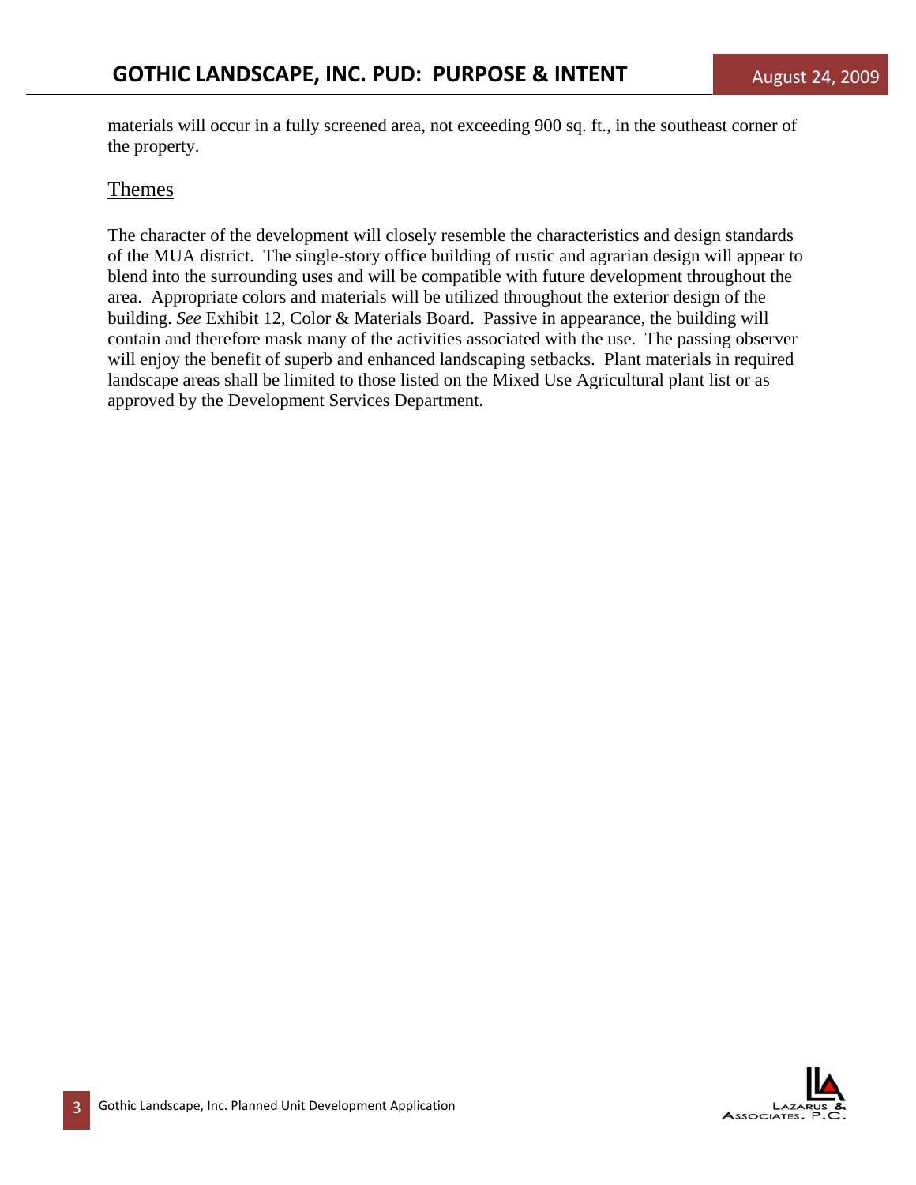materials will occur in a fully screened area, not exceeding 900 sq. ft., in the southeast corner of the property.

## Themes

The character of the development will closely resemble the characteristics and design standards of the MUA district. The single-story office building of rustic and agrarian design will appear to blend into the surrounding uses and will be compatible with future development throughout the area. Appropriate colors and materials will be utilized throughout the exterior design of the building. *See* Exhibit 12, Color & Materials Board. Passive in appearance, the building will contain and therefore mask many of the activities associated with the use. The passing observer will enjoy the benefit of superb and enhanced landscaping setbacks. Plant materials in required landscape areas shall be limited to those listed on the Mixed Use Agricultural plant list or as approved by the Development Services Department.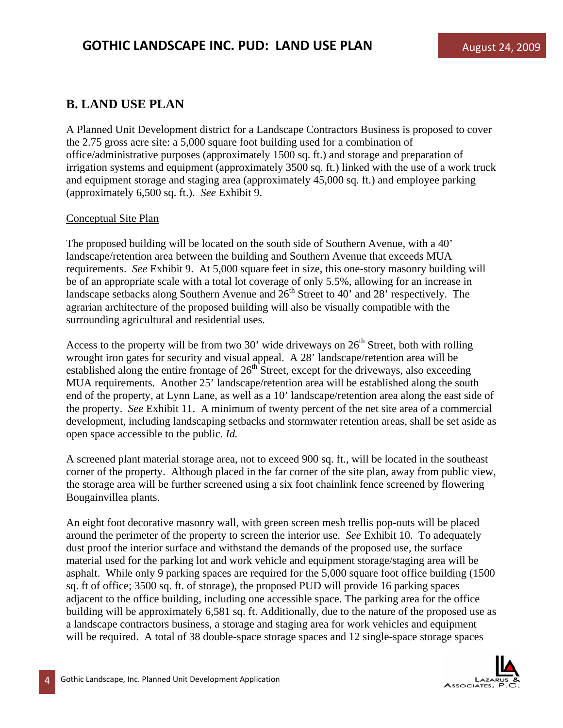## B. LAND USE PLAN

A Planned Unit Development district for a Landscape Contractors Business is proposed to cover the 2.75 gross acre site: a 5,000 square foot building used for a combination of office/administrative purposes (approximately 1500 sq. ft.) and storage and preparation of irrigation systems and equipment (approximately 3500 sq. ft.) linked with the use of a work truck and equipment storage and staging area (approximately 45,000 sq. ft.) and employee parking (approximately 6,500 sq. ft.). *See* Exhibit 9.

Conceptual Site Plan

The proposed building will be located on the south side of Southern Avenue, with a 40' landscape/retention area between the building and Southern Avenue that exceeds MUA requirements. *See* Exhibit 9. At 5,000 square feet in size, this one-story masonry building will be of an appropriate scale with a total lot coverage of only 5.5%, allowing for an increase in landscape setbacks along Southern Avenue and 26th Street to 40' and 28' respectively. The agrarian architecture of the proposed building will also be visually compatible with the surrounding agricultural and residential uses.

Access to the property will be from two 30' wide driveways on 26th Street, both with rolling wrought iron gates for security and visual appeal. A 28' landscape/retention area will be established along the entire frontage of 26th Street, except for the driveways, also exceeding MUA requirements. Another 25' landscape/retention area will be established along the south end of the property, at Lynn Lane, as well as a 10' landscape/retention area along the east side of the property. *See* Exhibit 11. A minimum of twenty percent of the net site area of a commercial development, including landscaping setbacks and stormwater retention areas, shall be set aside as open space accessible to the public. *Id.*

A screened plant material storage area, not to exceed 900 sq. ft., will be located in the southeast corner of the property. Although placed in the far corner of the site plan, away from public view, the storage area will be further screened using a six foot chainlink fence screened by flowering Bougainvillea plants.

An eight foot decorative masonry wall, with green screen mesh trellis pop-outs will be placed around the perimeter of the property to screen the interior use. *See* Exhibit 10. To adequately dust proof the interior surface and withstand the demands of the proposed use, the surface material used for the parking lot and work vehicle and equipment storage/staging area will be asphalt. While only 9 parking spaces are required for the 5,000 square foot office building (1500 sq. ft of office; 3500 sq. ft. of storage), the proposed PUD will provide 16 parking spaces adjacent to the office building, including one accessible space. The parking area for the office building will be approximately 6,581 sq. ft. Additionally, due to the nature of the proposed use as a landscape contractors business, a storage and staging area for work vehicles and equipment will be required. A total of 38 double-space storage spaces and 12 single-space storage spaces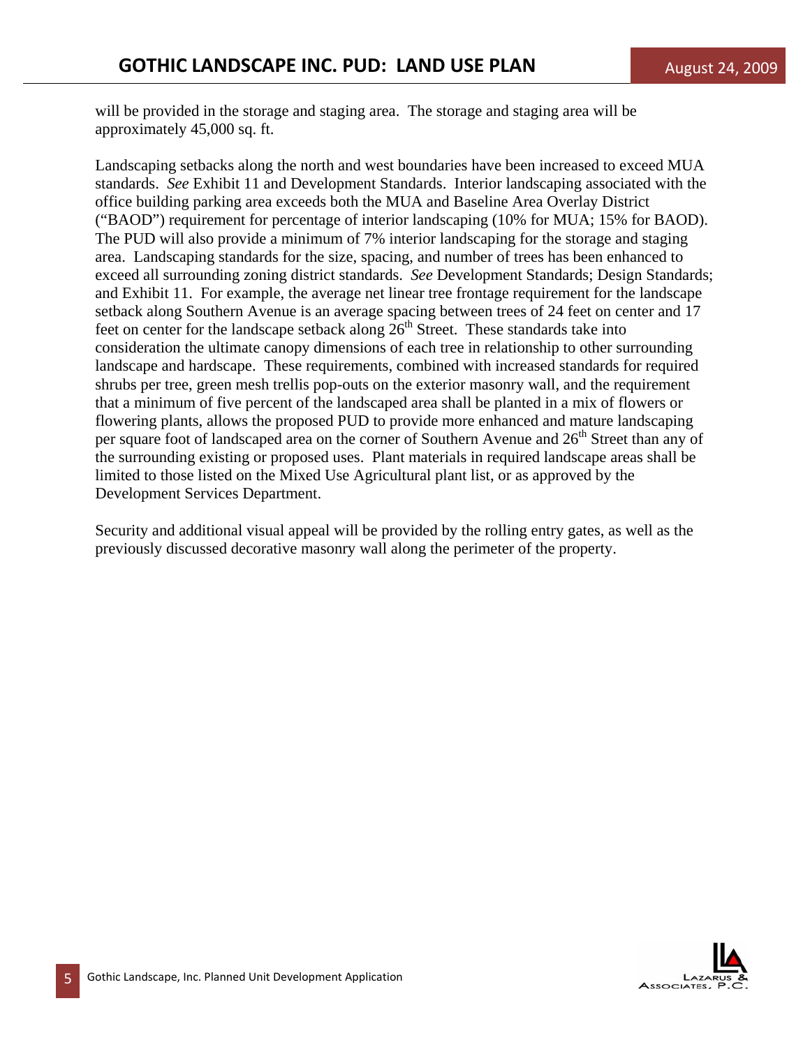will be provided in the storage and staging area. The storage and staging area will be approximately 45,000 sq. ft.

Landscaping setbacks along the north and west boundaries have been increased to exceed MUA standards. *See* Exhibit 11 and Development Standards. Interior landscaping associated with the office building parking area exceeds both the MUA and Baseline Area Overlay District ("BAOD") requirement for percentage of interior landscaping (10% for MUA; 15% for BAOD). The PUD will also provide a minimum of 7% interior landscaping for the storage and staging area. Landscaping standards for the size, spacing, and number of trees has been enhanced to exceed all surrounding zoning district standards. *See* Development Standards; Design Standards; and Exhibit 11. For example, the average net linear tree frontage requirement for the landscape setback along Southern Avenue is an average spacing between trees of 24 feet on center and 17 feet on center for the landscape setback along 26th Street. These standards take into consideration the ultimate canopy dimensions of each tree in relationship to other surrounding landscape and hardscape. These requirements, combined with increased standards for required shrubs per tree, green mesh trellis pop-outs on the exterior masonry wall, and the requirement that a minimum of five percent of the landscaped area shall be planted in a mix of flowers or flowering plants, allows the proposed PUD to provide more enhanced and mature landscaping per square foot of landscaped area on the corner of Southern Avenue and 26th Street than any of the surrounding existing or proposed uses. Plant materials in required landscape areas shall be limited to those listed on the Mixed Use Agricultural plant list, or as approved by the Development Services Department.

Security and additional visual appeal will be provided by the rolling entry gates, as well as the previously discussed decorative masonry wall along the perimeter of the property.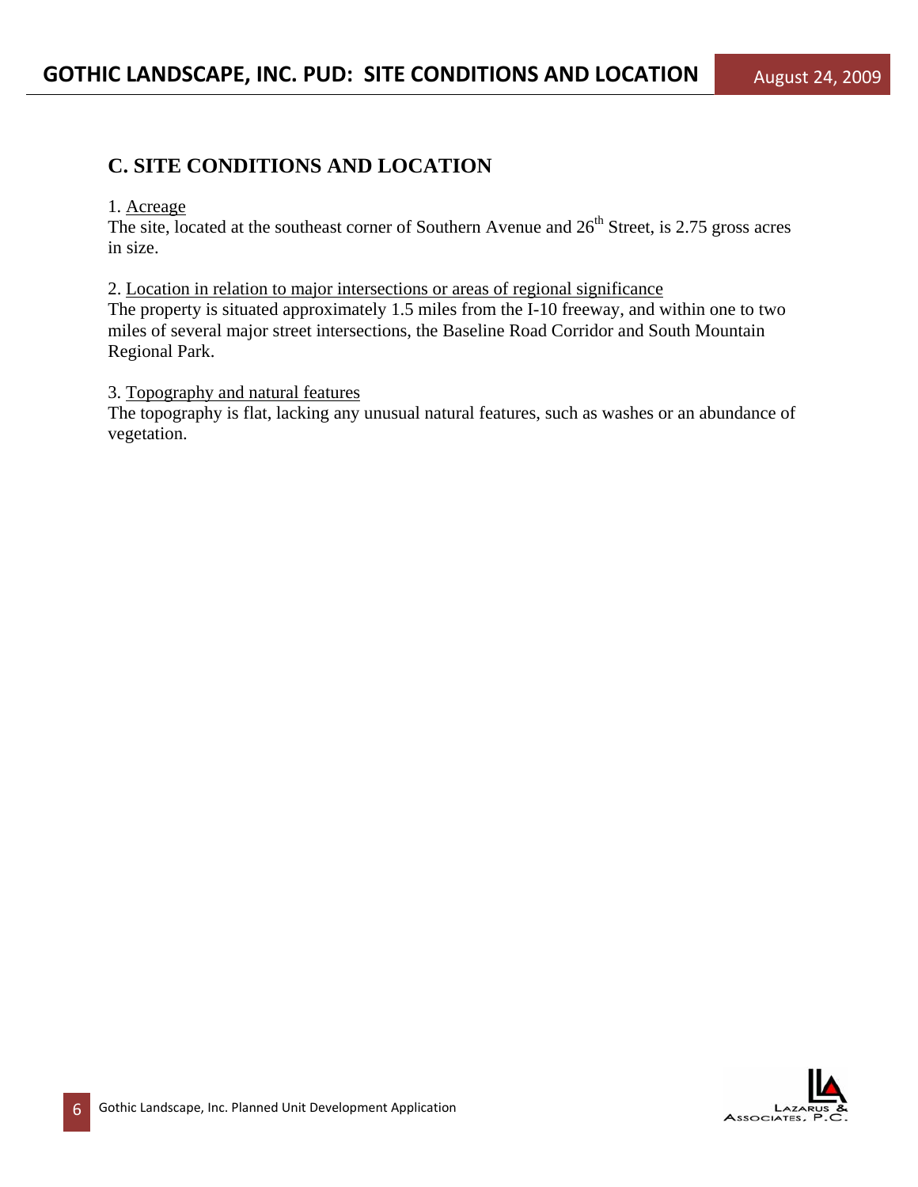## C. SITE CONDITIONS AND LOCATION

1. Acreage
The site, located at the southeast corner of Southern Avenue and 26th Street, is 2.75 gross acres in size.

2. Location in relation to major intersections or areas of regional significance
The property is situated approximately 1.5 miles from the I-10 freeway, and within one to two miles of several major street intersections, the Baseline Road Corridor and South Mountain Regional Park.

3. Topography and natural features
The topography is flat, lacking any unusual natural features, such as washes or an abundance of vegetation.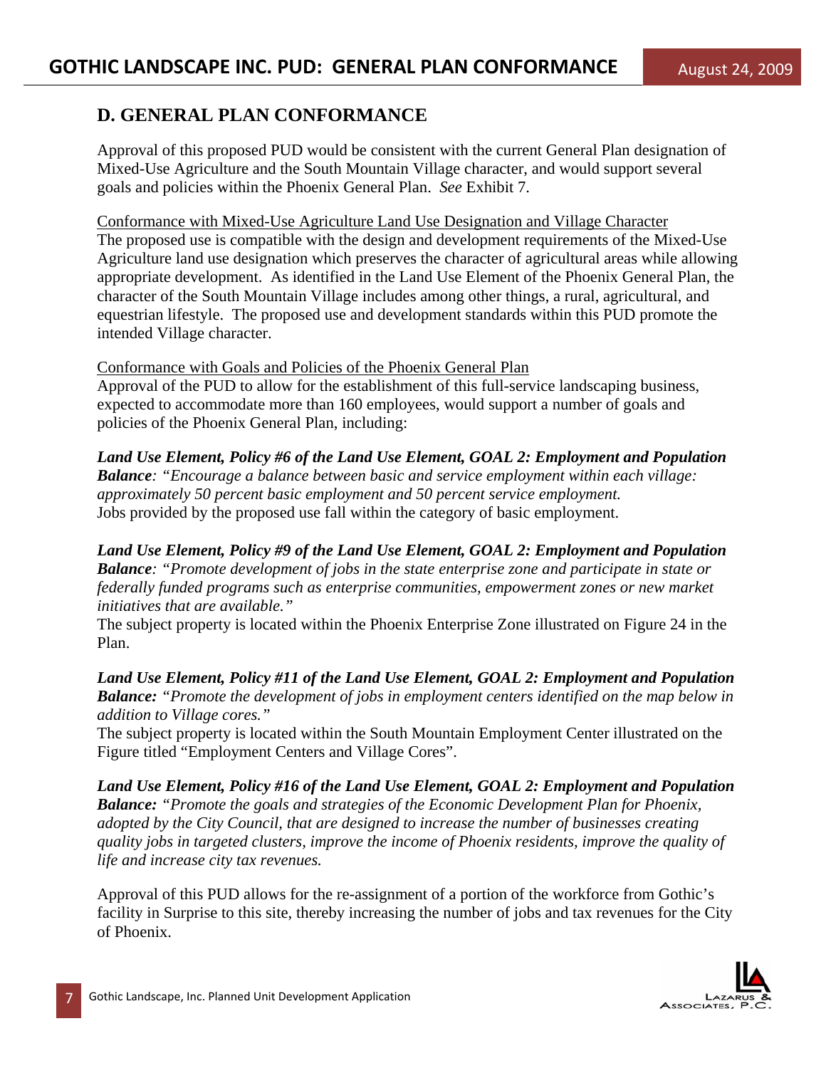## D. GENERAL PLAN CONFORMANCE

Approval of this proposed PUD would be consistent with the current General Plan designation of Mixed-Use Agriculture and the South Mountain Village character, and would support several goals and policies within the Phoenix General Plan. *See* Exhibit 7.

<u>Conformance with Mixed-Use Agriculture Land Use Designation and Village Character</u>
The proposed use is compatible with the design and development requirements of the Mixed-Use Agriculture land use designation which preserves the character of agricultural areas while allowing appropriate development. As identified in the Land Use Element of the Phoenix General Plan, the character of the South Mountain Village includes among other things, a rural, agricultural, and equestrian lifestyle. The proposed use and development standards within this PUD promote the intended Village character.

<u>Conformance with Goals and Policies of the Phoenix General Plan</u>
Approval of the PUD to allow for the establishment of this full-service landscaping business, expected to accommodate more than 160 employees, would support a number of goals and policies of the Phoenix General Plan, including:

***Land Use Element, Policy #6 of the Land Use Element, GOAL 2: Employment and Population Balance**: "Encourage a balance between basic and service employment within each village: approximately 50 percent basic employment and 50 percent service employment.*
Jobs provided by the proposed use fall within the category of basic employment.

***Land Use Element, Policy #9 of the Land Use Element, GOAL 2: Employment and Population Balance**: "Promote development of jobs in the state enterprise zone and participate in state or federally funded programs such as enterprise communities, empowerment zones or new market initiatives that are available."*
The subject property is located within the Phoenix Enterprise Zone illustrated on Figure 24 in the Plan.

***Land Use Element, Policy #11 of the Land Use Element, GOAL 2: Employment and Population Balance:** "Promote the development of jobs in employment centers identified on the map below in addition to Village cores."*
The subject property is located within the South Mountain Employment Center illustrated on the Figure titled "Employment Centers and Village Cores".

***Land Use Element, Policy #16 of the Land Use Element, GOAL 2: Employment and Population Balance:** "Promote the goals and strategies of the Economic Development Plan for Phoenix, adopted by the City Council, that are designed to increase the number of businesses creating quality jobs in targeted clusters, improve the income of Phoenix residents, improve the quality of life and increase city tax revenues.*

Approval of this PUD allows for the re-assignment of a portion of the workforce from Gothic's facility in Surprise to this site, thereby increasing the number of jobs and tax revenues for the City of Phoenix.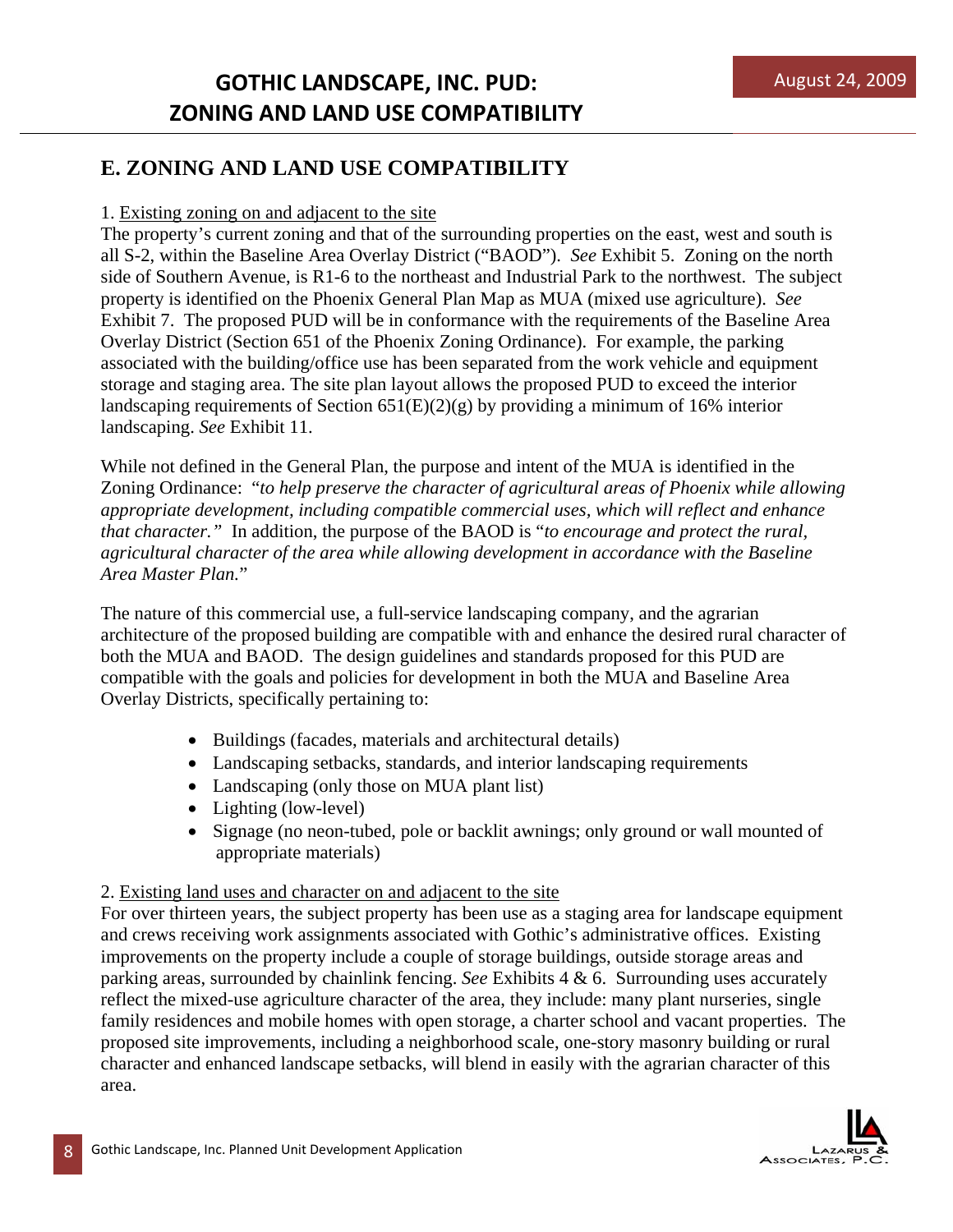## E. ZONING AND LAND USE COMPATIBILITY

1. Existing zoning on and adjacent to the site

The property's current zoning and that of the surrounding properties on the east, west and south is all S-2, within the Baseline Area Overlay District ("BAOD"). *See* Exhibit 5. Zoning on the north side of Southern Avenue, is R1-6 to the northeast and Industrial Park to the northwest. The subject property is identified on the Phoenix General Plan Map as MUA (mixed use agriculture). *See* Exhibit 7. The proposed PUD will be in conformance with the requirements of the Baseline Area Overlay District (Section 651 of the Phoenix Zoning Ordinance). For example, the parking associated with the building/office use has been separated from the work vehicle and equipment storage and staging area. The site plan layout allows the proposed PUD to exceed the interior landscaping requirements of Section 651(E)(2)(g) by providing a minimum of 16% interior landscaping. *See* Exhibit 11.

While not defined in the General Plan, the purpose and intent of the MUA is identified in the Zoning Ordinance: "*to help preserve the character of agricultural areas of Phoenix while allowing appropriate development, including compatible commercial uses, which will reflect and enhance that character.*" In addition, the purpose of the BAOD is "*to encourage and protect the rural, agricultural character of the area while allowing development in accordance with the Baseline Area Master Plan.*"

The nature of this commercial use, a full-service landscaping company, and the agrarian architecture of the proposed building are compatible with and enhance the desired rural character of both the MUA and BAOD. The design guidelines and standards proposed for this PUD are compatible with the goals and policies for development in both the MUA and Baseline Area Overlay Districts, specifically pertaining to:

- Buildings (facades, materials and architectural details)
- Landscaping setbacks, standards, and interior landscaping requirements
- Landscaping (only those on MUA plant list)
- Lighting (low-level)
- Signage (no neon-tubed, pole or backlit awnings; only ground or wall mounted of appropriate materials)

2. Existing land uses and character on and adjacent to the site

For over thirteen years, the subject property has been use as a staging area for landscape equipment and crews receiving work assignments associated with Gothic's administrative offices. Existing improvements on the property include a couple of storage buildings, outside storage areas and parking areas, surrounded by chainlink fencing. *See* Exhibits 4 & 6. Surrounding uses accurately reflect the mixed-use agriculture character of the area, they include: many plant nurseries, single family residences and mobile homes with open storage, a charter school and vacant properties. The proposed site improvements, including a neighborhood scale, one-story masonry building or rural character and enhanced landscape setbacks, will blend in easily with the agrarian character of this area.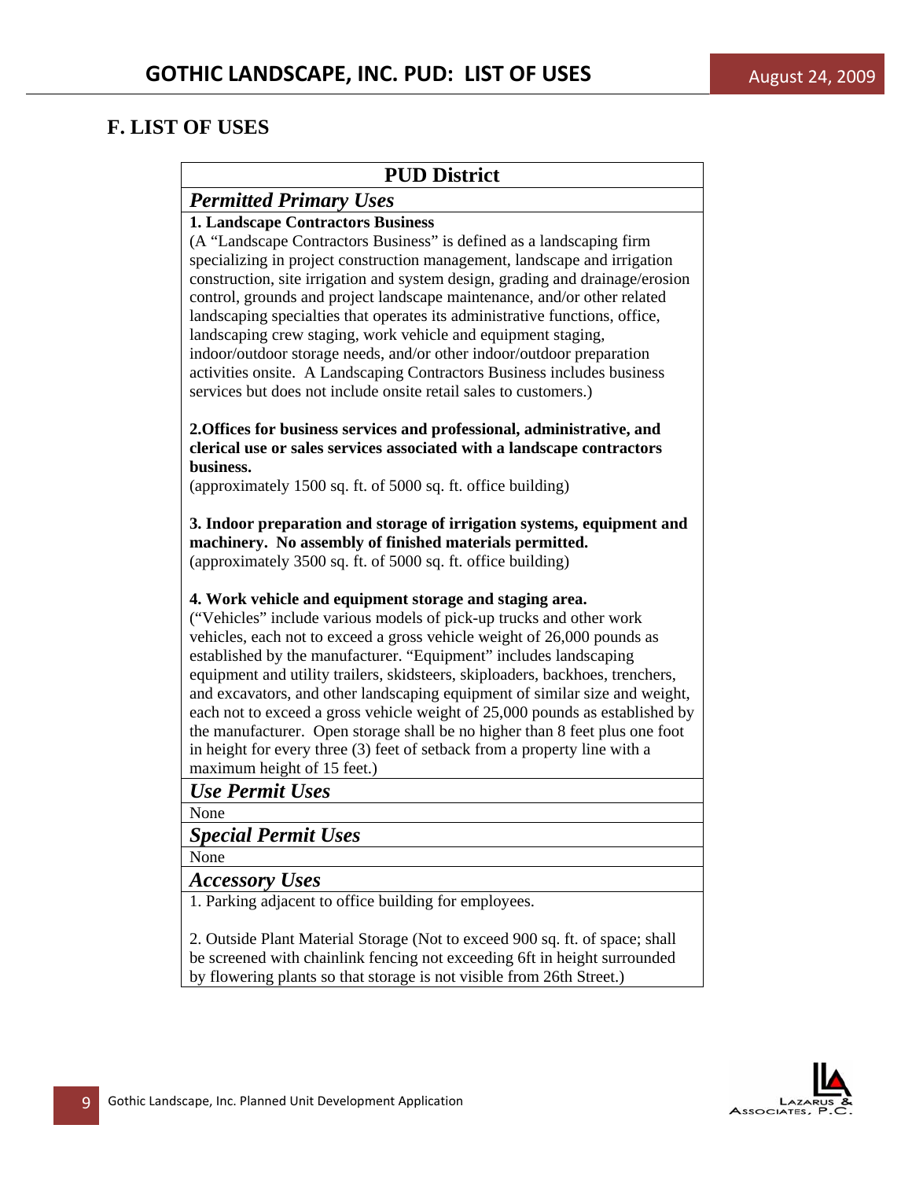## F. LIST OF USES

| PUD District |
|---|
| ***Permitted Primary Uses*** |
| **1. Landscape Contractors Business**<br>(A "Landscape Contractors Business" is defined as a landscaping firm specializing in project construction management, landscape and irrigation construction, site irrigation and system design, grading and drainage/erosion control, grounds and project landscape maintenance, and/or other related landscaping specialties that operates its administrative functions, office, landscaping crew staging, work vehicle and equipment staging, indoor/outdoor storage needs, and/or other indoor/outdoor preparation activities onsite. A Landscaping Contractors Business includes business services but does not include onsite retail sales to customers.)<br><br>**2.Offices for business services and professional, administrative, and clerical use or sales services associated with a landscape contractors business.**<br>(approximately 1500 sq. ft. of 5000 sq. ft. office building)<br><br>**3. Indoor preparation and storage of irrigation systems, equipment and machinery. No assembly of finished materials permitted.**<br>(approximately 3500 sq. ft. of 5000 sq. ft. office building)<br><br>**4. Work vehicle and equipment storage and staging area.**<br>("Vehicles" include various models of pick-up trucks and other work vehicles, each not to exceed a gross vehicle weight of 26,000 pounds as established by the manufacturer. "Equipment" includes landscaping equipment and utility trailers, skidsteers, skiploaders, backhoes, trenchers, and excavators, and other landscaping equipment of similar size and weight, each not to exceed a gross vehicle weight of 25,000 pounds as established by the manufacturer. Open storage shall be no higher than 8 feet plus one foot in height for every three (3) feet of setback from a property line with a maximum height of 15 feet.) |
| ***Use Permit Uses*** |
| None |
| ***Special Permit Uses*** |
| None |
| ***Accessory Uses*** |
| 1. Parking adjacent to office building for employees.<br><br>2. Outside Plant Material Storage (Not to exceed 900 sq. ft. of space; shall be screened with chainlink fencing not exceeding 6ft in height surrounded by flowering plants so that storage is not visible from 26th Street.) |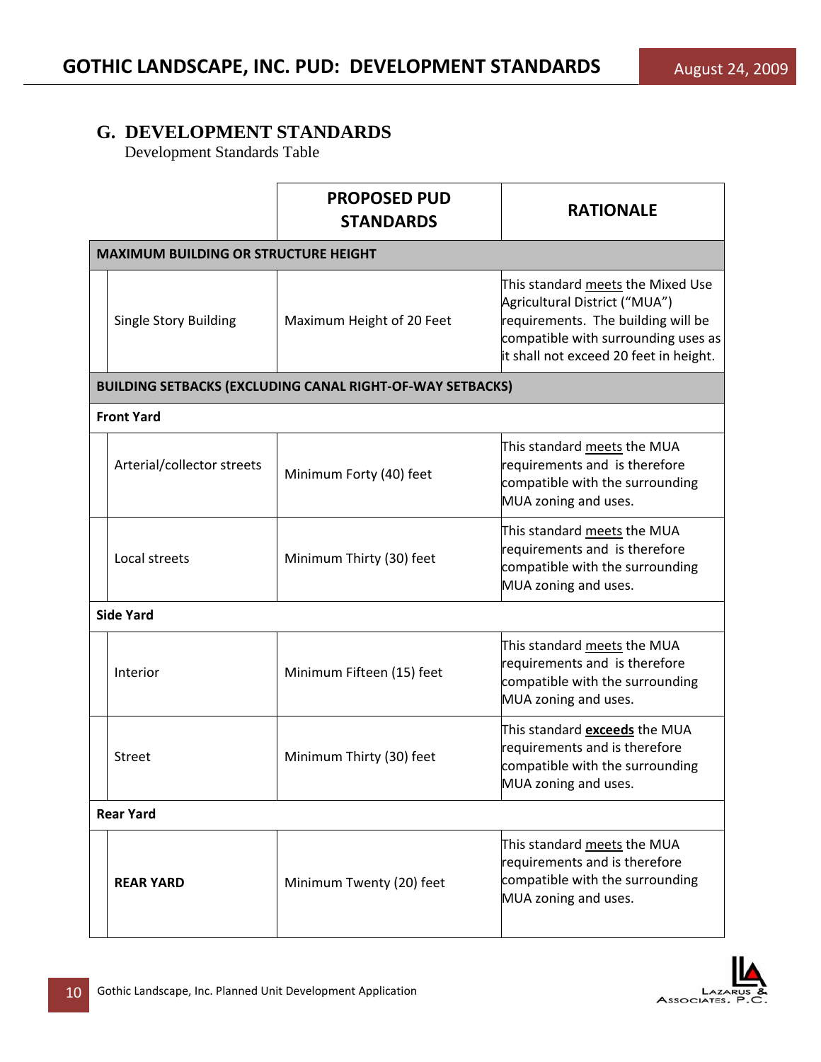## G. DEVELOPMENT STANDARDS

Development Standards Table

| | PROPOSED PUD STANDARDS | RATIONALE |
|---|---|---|
| **MAXIMUM BUILDING OR STRUCTURE HEIGHT** | | |
| Single Story Building | Maximum Height of 20 Feet | This standard meets the Mixed Use Agricultural District ("MUA") requirements. The building will be compatible with surrounding uses as it shall not exceed 20 feet in height. |
| **BUILDING SETBACKS (EXCLUDING CANAL RIGHT-OF-WAY SETBACKS)** | | |
| **Front Yard** | | |
| Arterial/collector streets | Minimum Forty (40) feet | This standard meets the MUA requirements and is therefore compatible with the surrounding MUA zoning and uses. |
| Local streets | Minimum Thirty (30) feet | This standard meets the MUA requirements and is therefore compatible with the surrounding MUA zoning and uses. |
| **Side Yard** | | |
| Interior | Minimum Fifteen (15) feet | This standard meets the MUA requirements and is therefore compatible with the surrounding MUA zoning and uses. |
| Street | Minimum Thirty (30) feet | This standard **exceeds** the MUA requirements and is therefore compatible with the surrounding MUA zoning and uses. |
| **Rear Yard** | | |
| **REAR YARD** | Minimum Twenty (20) feet | This standard meets the MUA requirements and is therefore compatible with the surrounding MUA zoning and uses. |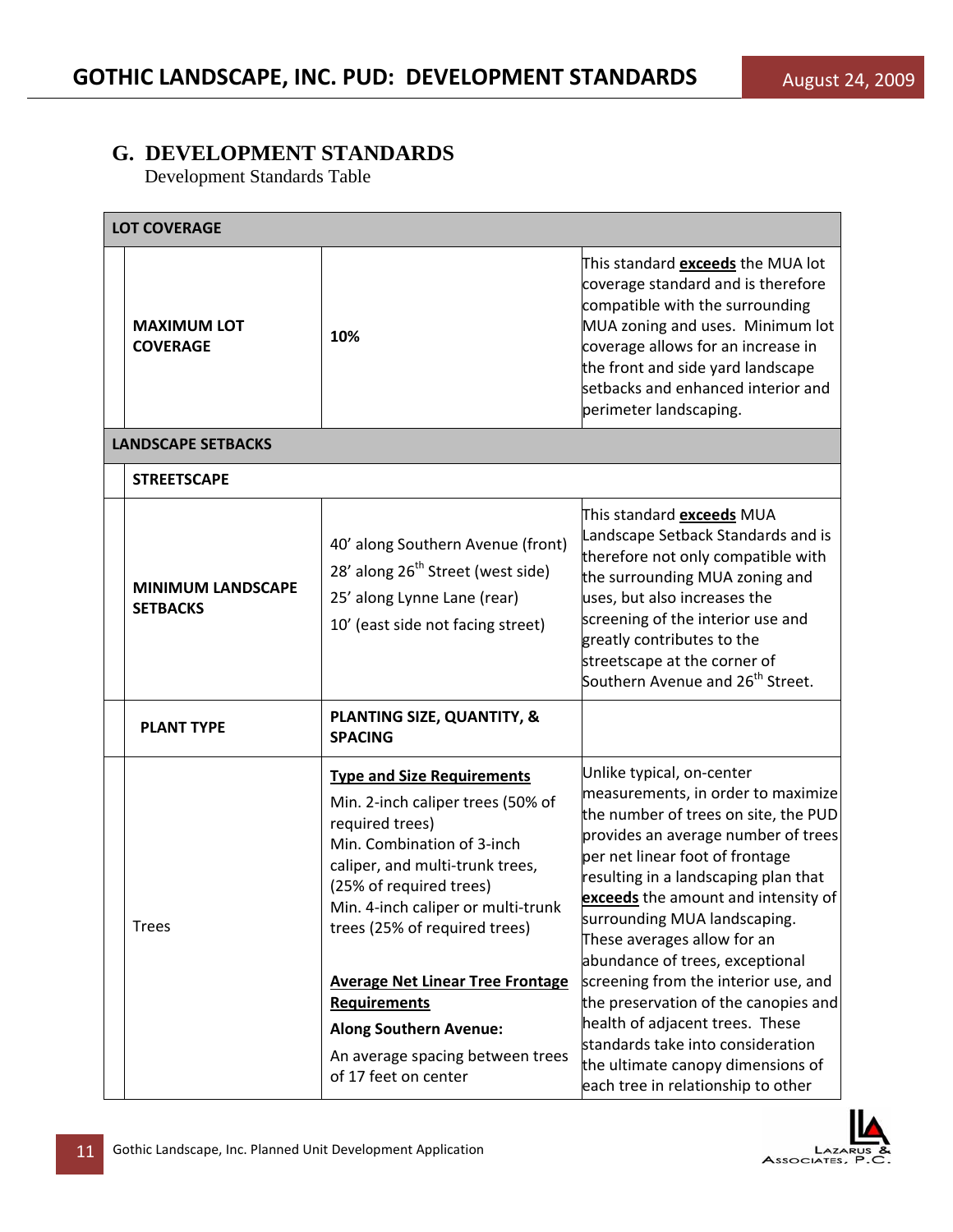## G. DEVELOPMENT STANDARDS

Development Standards Table

| | | | |
|---|---|---|---|
| **LOT COVERAGE** | | | |
| | **MAXIMUM LOT COVERAGE** | **10%** | This standard **exceeds** the MUA lot coverage standard and is therefore compatible with the surrounding MUA zoning and uses. Minimum lot coverage allows for an increase in the front and side yard landscape setbacks and enhanced interior and perimeter landscaping. |
| **LANDSCAPE SETBACKS** | | | |
| | **STREETSCAPE** | | |
| | **MINIMUM LANDSCAPE SETBACKS** | 40' along Southern Avenue (front)<br>28' along 26th Street (west side)<br>25' along Lynne Lane (rear)<br>10' (east side not facing street) | This standard **exceeds** MUA Landscape Setback Standards and is therefore not only compatible with the surrounding MUA zoning and uses, but also increases the screening of the interior use and greatly contributes to the streetscape at the corner of Southern Avenue and 26th Street. |
| | **PLANT TYPE** | **PLANTING SIZE, QUANTITY, & SPACING** | |
| | Trees | **Type and Size Requirements**<br>Min. 2-inch caliper trees (50% of required trees)<br>Min. Combination of 3-inch caliper, and multi-trunk trees, (25% of required trees)<br>Min. 4-inch caliper or multi-trunk trees (25% of required trees)<br><br>**Average Net Linear Tree Frontage Requirements**<br>**Along Southern Avenue:**<br>An average spacing between trees of 17 feet on center | Unlike typical, on-center measurements, in order to maximize the number of trees on site, the PUD provides an average number of trees per net linear foot of frontage resulting in a landscaping plan that **exceeds** the amount and intensity of surrounding MUA landscaping. These averages allow for an abundance of trees, exceptional screening from the interior use, and the preservation of the canopies and health of adjacent trees. These standards take into consideration the ultimate canopy dimensions of each tree in relationship to other |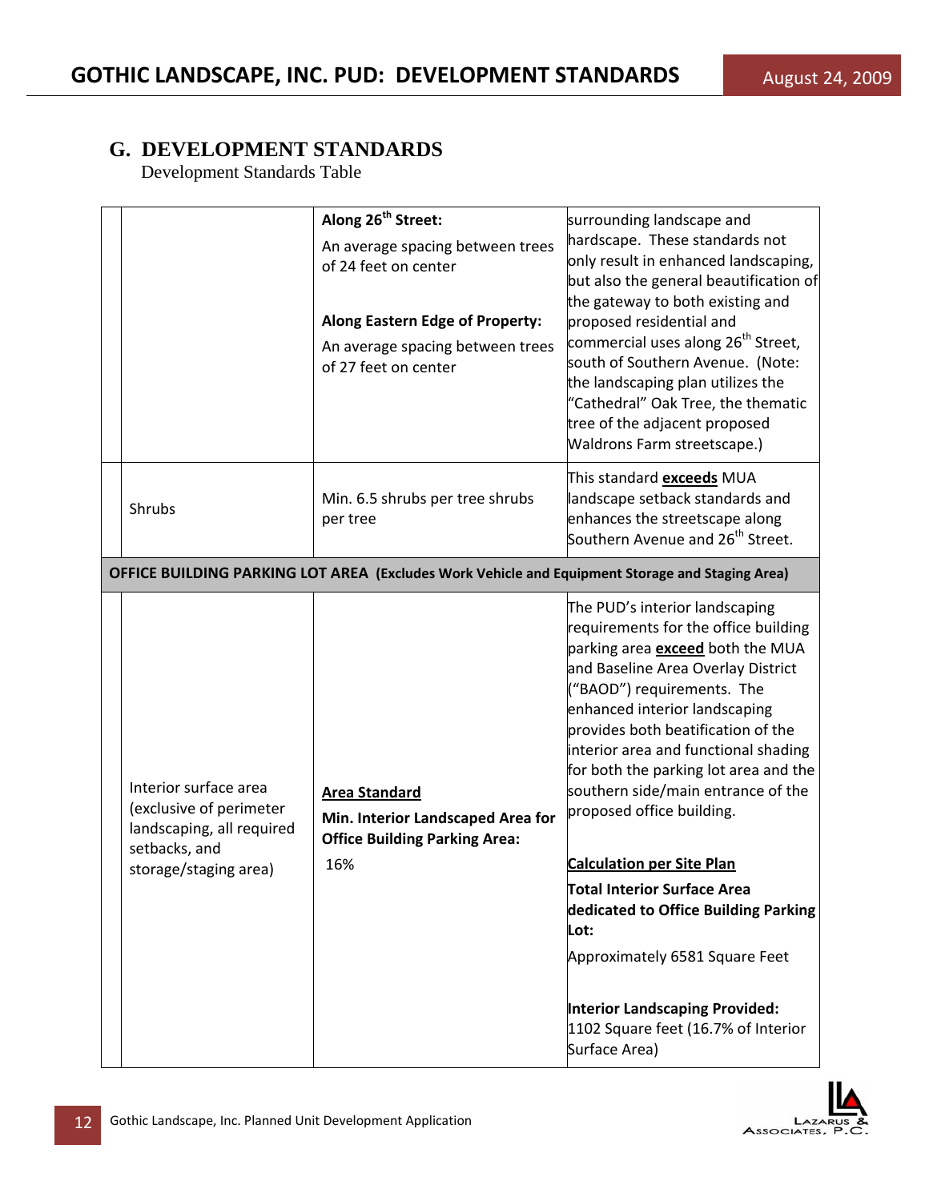## G. DEVELOPMENT STANDARDS

Development Standards Table

| | | | |
|---|---|---|---|
| | | **Along 26th Street:** An average spacing between trees of 24 feet on center<br><br>**Along Eastern Edge of Property:** An average spacing between trees of 27 feet on center | surrounding landscape and hardscape. These standards not only result in enhanced landscaping, but also the general beautification of the gateway to both existing and proposed residential and commercial uses along 26th Street, south of Southern Avenue. (Note: the landscaping plan utilizes the "Cathedral" Oak Tree, the thematic tree of the adjacent proposed Waldrons Farm streetscape.) |
| | Shrubs | Min. 6.5 shrubs per tree shrubs per tree | This standard **exceeds** MUA landscape setback standards and enhances the streetscape along Southern Avenue and 26th Street. |
| **OFFICE BUILDING PARKING LOT AREA (Excludes Work Vehicle and Equipment Storage and Staging Area)** | | | |
| | Interior surface area (exclusive of perimeter landscaping, all required setbacks, and storage/staging area) | **Area Standard**<br>**Min. Interior Landscaped Area for Office Building Parking Area:**<br>16% | The PUD's interior landscaping requirements for the office building parking area **exceed** both the MUA and Baseline Area Overlay District ("BAOD") requirements. The enhanced interior landscaping provides both beatification of the interior area and functional shading for both the parking lot area and the southern side/main entrance of the proposed office building.<br><br>**Calculation per Site Plan**<br>**Total Interior Surface Area dedicated to Office Building Parking Lot:**<br>Approximately 6581 Square Feet<br><br>**Interior Landscaping Provided:**<br>1102 Square feet (16.7% of Interior Surface Area) |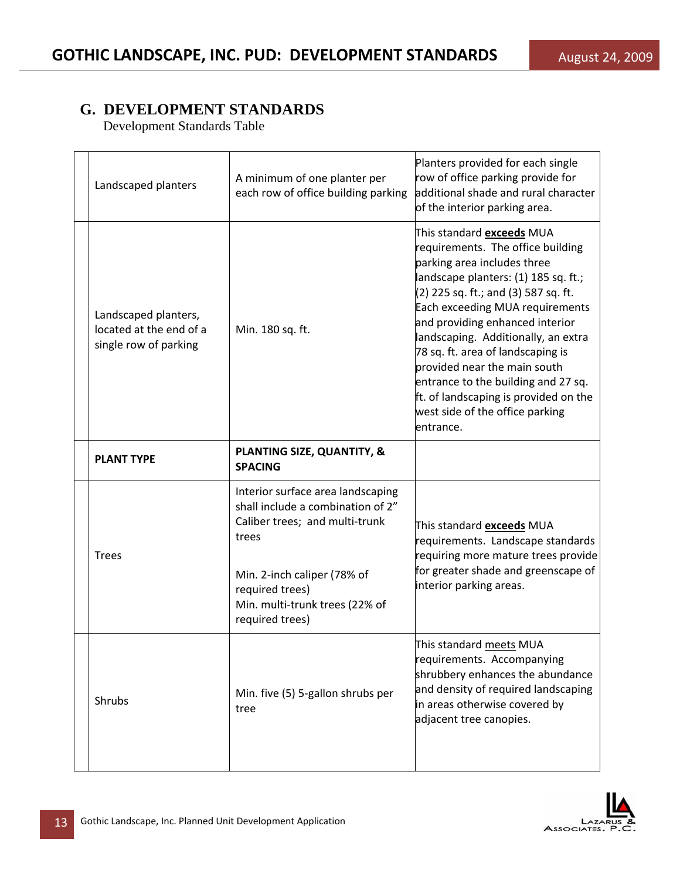## G. DEVELOPMENT STANDARDS

Development Standards Table

| | | | |
|---|---|---|---|
| | Landscaped planters | A minimum of one planter per each row of office building parking | Planters provided for each single row of office parking provide for additional shade and rural character of the interior parking area. |
| | Landscaped planters, located at the end of a single row of parking | Min. 180 sq. ft. | This standard **exceeds** MUA requirements. The office building parking area includes three landscape planters: (1) 185 sq. ft.; (2) 225 sq. ft.; and (3) 587 sq. ft. Each exceeding MUA requirements and providing enhanced interior landscaping. Additionally, an extra 78 sq. ft. area of landscaping is provided near the main south entrance to the building and 27 sq. ft. of landscaping is provided on the west side of the office parking entrance. |
| | **PLANT TYPE** | **PLANTING SIZE, QUANTITY, & SPACING** | |
| | Trees | Interior surface area landscaping shall include a combination of 2" Caliber trees; and multi-trunk trees<br><br>Min. 2-inch caliper (78% of required trees)<br>Min. multi-trunk trees (22% of required trees) | This standard **exceeds** MUA requirements. Landscape standards requiring more mature trees provide for greater shade and greenscape of interior parking areas. |
| | Shrubs | Min. five (5) 5-gallon shrubs per tree | This standard meets MUA requirements. Accompanying shrubbery enhances the abundance and density of required landscaping in areas otherwise covered by adjacent tree canopies. |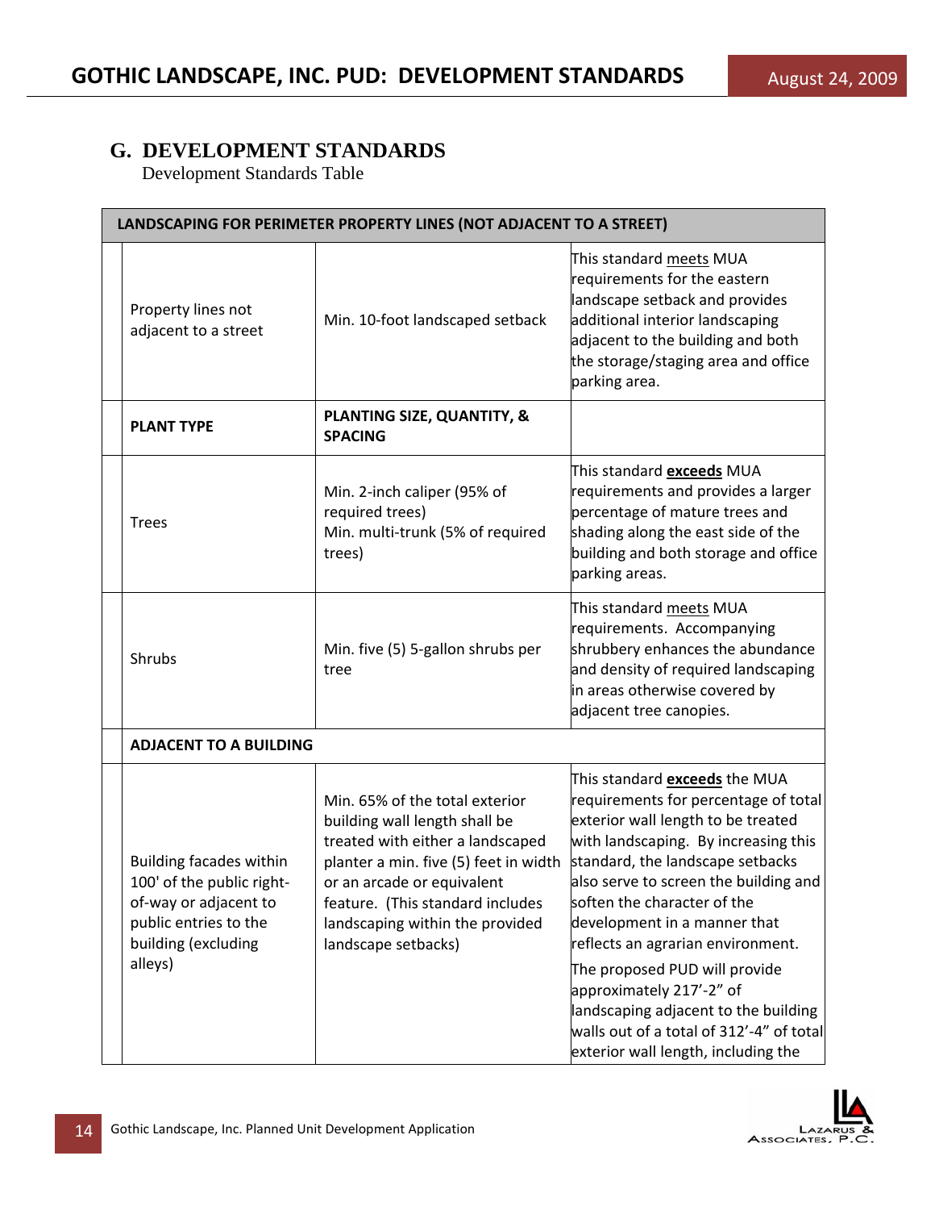## G. DEVELOPMENT STANDARDS

Development Standards Table

| LANDSCAPING FOR PERIMETER PROPERTY LINES (NOT ADJACENT TO A STREET) | | | |
|---|---|---|---|
| | Property lines not adjacent to a street | Min. 10-foot landscaped setback | This standard meets MUA requirements for the eastern landscape setback and provides additional interior landscaping adjacent to the building and both the storage/staging area and office parking area. |
| | **PLANT TYPE** | **PLANTING SIZE, QUANTITY, & SPACING** | |
| | Trees | Min. 2-inch caliper (95% of required trees)<br>Min. multi-trunk (5% of required trees) | This standard **exceeds** MUA requirements and provides a larger percentage of mature trees and shading along the east side of the building and both storage and office parking areas. |
| | Shrubs | Min. five (5) 5-gallon shrubs per tree | This standard meets MUA requirements. Accompanying shrubbery enhances the abundance and density of required landscaping in areas otherwise covered by adjacent tree canopies. |
| | **ADJACENT TO A BUILDING** | | |
| | Building facades within 100' of the public right-of-way or adjacent to public entries to the building (excluding alleys) | Min. 65% of the total exterior building wall length shall be treated with either a landscaped planter a min. five (5) feet in width or an arcade or equivalent feature. (This standard includes landscaping within the provided landscape setbacks) | This standard **exceeds** the MUA requirements for percentage of total exterior wall length to be treated with landscaping. By increasing this standard, the landscape setbacks also serve to screen the building and soften the character of the development in a manner that reflects an agrarian environment.<br>The proposed PUD will provide approximately 217'-2" of landscaping adjacent to the building walls out of a total of 312'-4" of total exterior wall length, including the |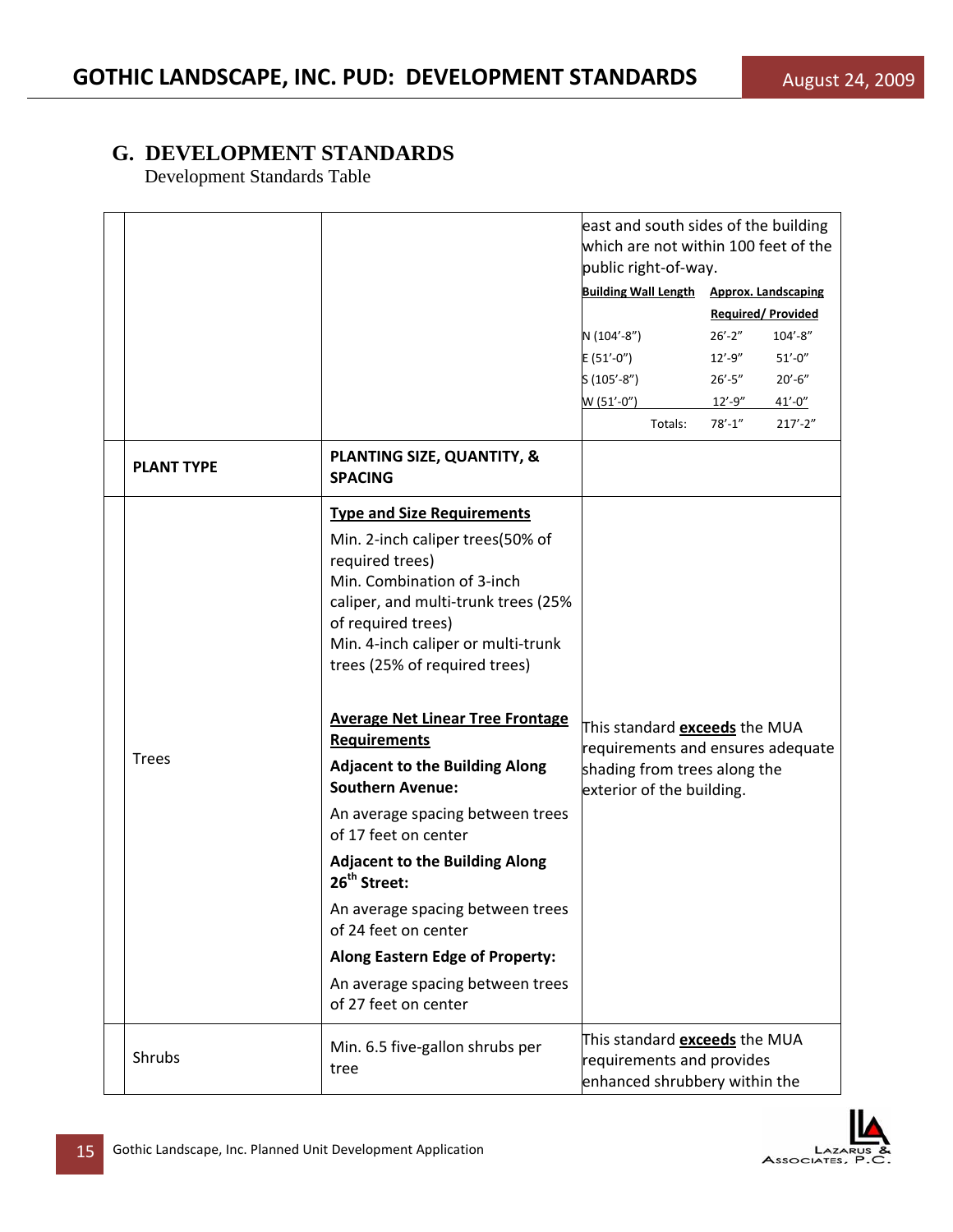## G. DEVELOPMENT STANDARDS

Development Standards Table

| | | | |
|---|---|---|---|
| | | | east and south sides of the building which are not within 100 feet of the public right-of-way.<br><br>**Building Wall Length** / **Approx. Landscaping Required/ Provided**<br>N (104'-8") 26'-2" 104'-8"<br>E (51'-0") 12'-9" 51'-0"<br>S (105'-8") 26'-5" 20'-6"<br>W (51'-0") 12'-9" 41'-0"<br>Totals: 78'-1" 217'-2" |
| | **PLANT TYPE** | **PLANTING SIZE, QUANTITY, & SPACING** | |
| | Trees | **Type and Size Requirements**<br>Min. 2-inch caliper trees(50% of required trees)<br>Min. Combination of 3-inch caliper, and multi-trunk trees (25% of required trees)<br>Min. 4-inch caliper or multi-trunk trees (25% of required trees)<br><br>**Average Net Linear Tree Frontage Requirements**<br>**Adjacent to the Building Along Southern Avenue:**<br>An average spacing between trees of 17 feet on center<br>**Adjacent to the Building Along 26th Street:**<br>An average spacing between trees of 24 feet on center<br>**Along Eastern Edge of Property:**<br>An average spacing between trees of 27 feet on center | This standard **exceeds** the MUA requirements and ensures adequate shading from trees along the exterior of the building. |
| | Shrubs | Min. 6.5 five-gallon shrubs per tree | This standard **exceeds** the MUA requirements and provides enhanced shrubbery within the |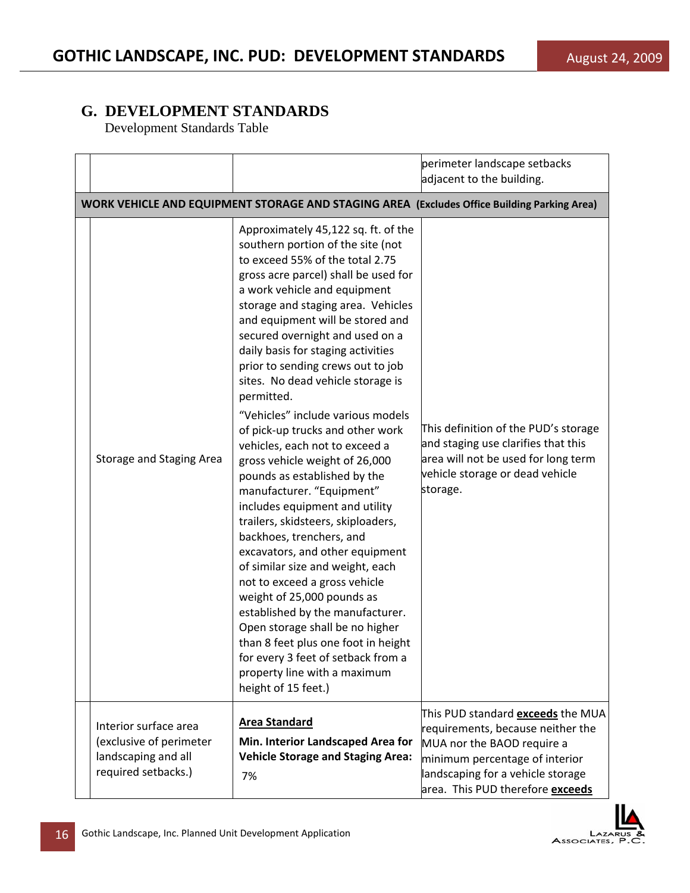## G. DEVELOPMENT STANDARDS

Development Standards Table

| | | | |
|---|---|---|---|
| | | | perimeter landscape setbacks adjacent to the building. |
| **WORK VEHICLE AND EQUIPMENT STORAGE AND STAGING AREA (Excludes Office Building Parking Area)** | | | |
| | Storage and Staging Area | Approximately 45,122 sq. ft. of the southern portion of the site (not to exceed 55% of the total 2.75 gross acre parcel) shall be used for a work vehicle and equipment storage and staging area. Vehicles and equipment will be stored and secured overnight and used on a daily basis for staging activities prior to sending crews out to job sites. No dead vehicle storage is permitted.<br><br>"Vehicles" include various models of pick-up trucks and other work vehicles, each not to exceed a gross vehicle weight of 26,000 pounds as established by the manufacturer. "Equipment" includes equipment and utility trailers, skidsteers, skiploaders, backhoes, trenchers, and excavators, and other equipment of similar size and weight, each not to exceed a gross vehicle weight of 25,000 pounds as established by the manufacturer. Open storage shall be no higher than 8 feet plus one foot in height for every 3 feet of setback from a property line with a maximum height of 15 feet.) | This definition of the PUD's storage and staging use clarifies that this area will not be used for long term vehicle storage or dead vehicle storage. |
| | Interior surface area (exclusive of perimeter landscaping and all required setbacks.) | **Area Standard**<br><br>**Min. Interior Landscaped Area for Vehicle Storage and Staging Area:**<br>7% | This PUD standard **exceeds** the MUA requirements, because neither the MUA nor the BAOD require a minimum percentage of interior landscaping for a vehicle storage area. This PUD therefore **exceeds** |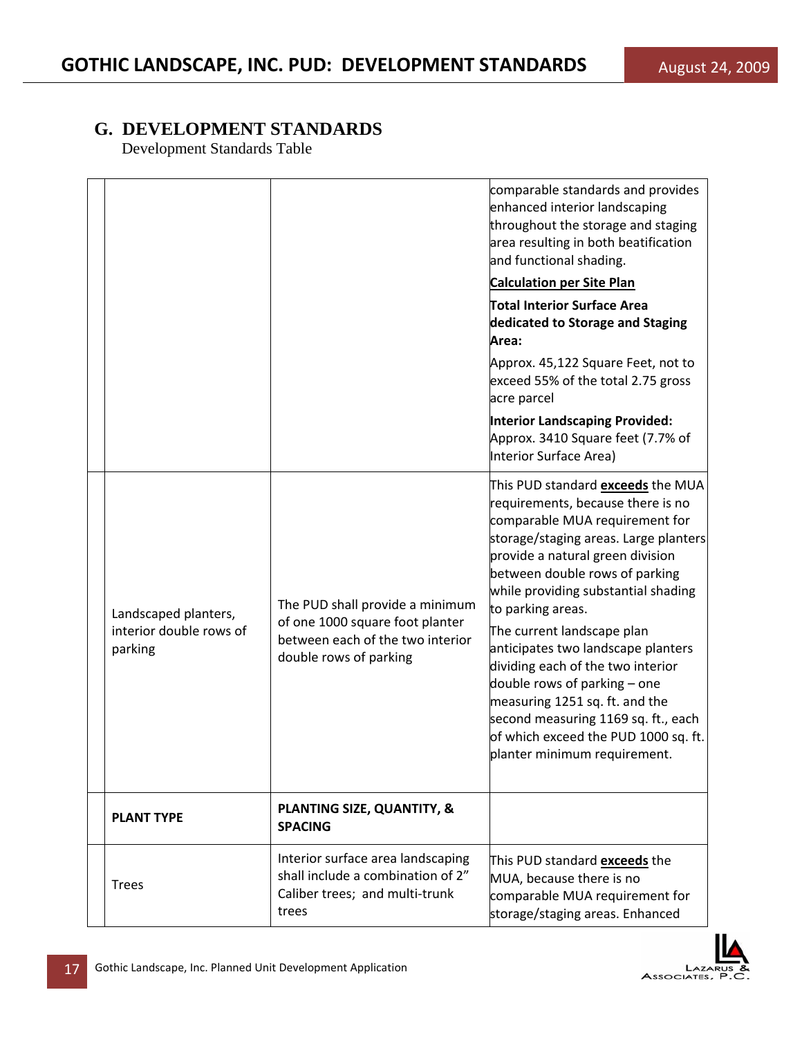## G. DEVELOPMENT STANDARDS

Development Standards Table

| | | | |
|---|---|---|---|
| | | | comparable standards and provides enhanced interior landscaping throughout the storage and staging area resulting in both beatification and functional shading.<br><br>**<u>Calculation per Site Plan</u>**<br><br>**Total Interior Surface Area dedicated to Storage and Staging Area:**<br><br>Approx. 45,122 Square Feet, not to exceed 55% of the total 2.75 gross acre parcel<br><br>**Interior Landscaping Provided:** Approx. 3410 Square feet (7.7% of Interior Surface Area) |
| | Landscaped planters, interior double rows of parking | The PUD shall provide a minimum of one 1000 square foot planter between each of the two interior double rows of parking | This PUD standard **<u>exceeds</u>** the MUA requirements, because there is no comparable MUA requirement for storage/staging areas. Large planters provide a natural green division between double rows of parking while providing substantial shading to parking areas.<br><br>The current landscape plan anticipates two landscape planters dividing each of the two interior double rows of parking – one measuring 1251 sq. ft. and the second measuring 1169 sq. ft., each of which exceed the PUD 1000 sq. ft. planter minimum requirement. |
| | **PLANT TYPE** | **PLANTING SIZE, QUANTITY, & SPACING** | |
| | Trees | Interior surface area landscaping shall include a combination of 2" Caliber trees; and multi-trunk trees | This PUD standard **<u>exceeds</u>** the MUA, because there is no comparable MUA requirement for storage/staging areas. Enhanced |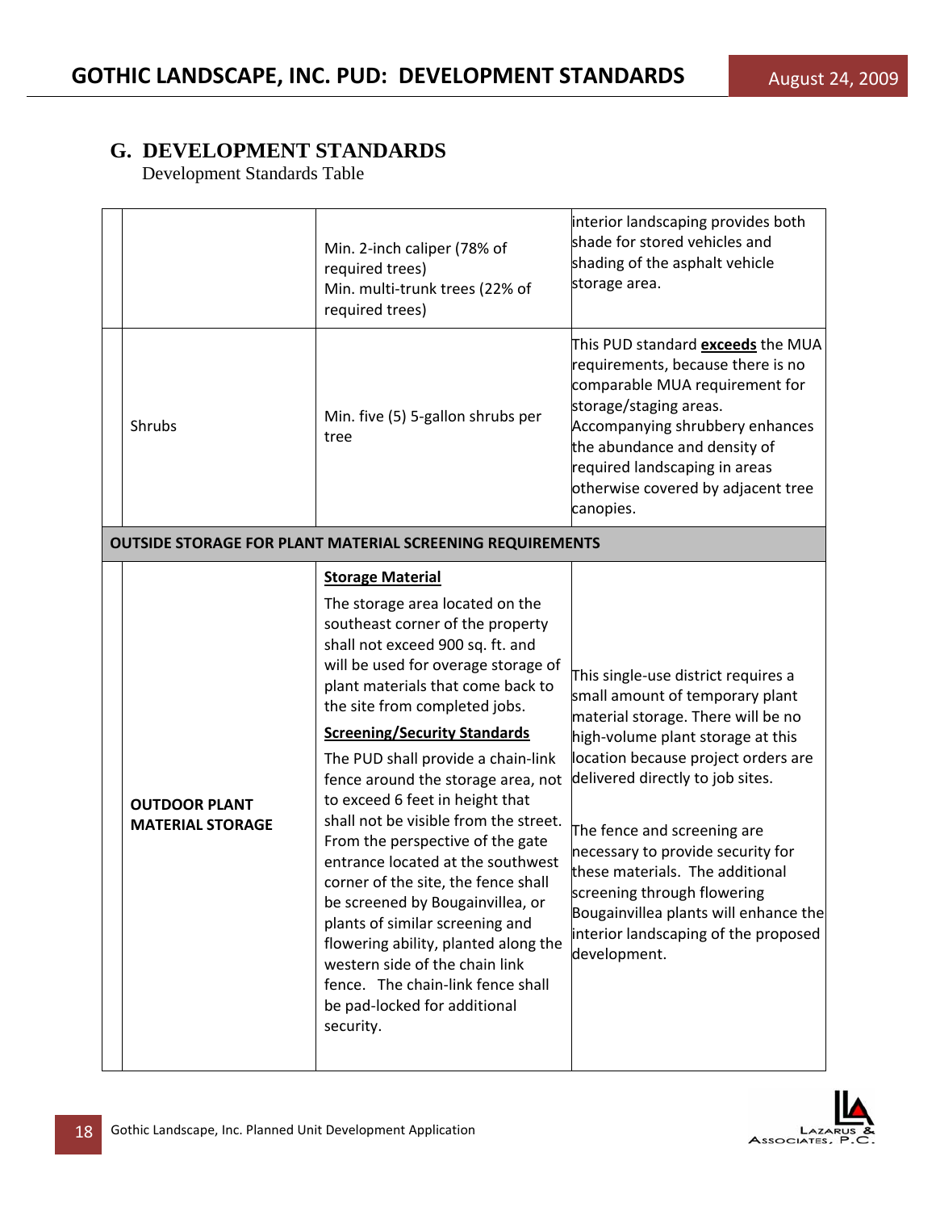## G. DEVELOPMENT STANDARDS

Development Standards Table

| | | | |
|---|---|---|---|
| | | Min. 2-inch caliper (78% of required trees)<br>Min. multi-trunk trees (22% of required trees) | interior landscaping provides both shade for stored vehicles and shading of the asphalt vehicle storage area. |
| | Shrubs | Min. five (5) 5-gallon shrubs per tree | This PUD standard **exceeds** the MUA requirements, because there is no comparable MUA requirement for storage/staging areas. Accompanying shrubbery enhances the abundance and density of required landscaping in areas otherwise covered by adjacent tree canopies. |
| **OUTSIDE STORAGE FOR PLANT MATERIAL SCREENING REQUIREMENTS** | | | |
| | **OUTDOOR PLANT MATERIAL STORAGE** | **Storage Material**<br>The storage area located on the southeast corner of the property shall not exceed 900 sq. ft. and will be used for overage storage of plant materials that come back to the site from completed jobs.<br>**Screening/Security Standards**<br>The PUD shall provide a chain-link fence around the storage area, not to exceed 6 feet in height that shall not be visible from the street. From the perspective of the gate entrance located at the southwest corner of the site, the fence shall be screened by Bougainvillea, or plants of similar screening and flowering ability, planted along the western side of the chain link fence. The chain-link fence shall be pad-locked for additional security. | This single-use district requires a small amount of temporary plant material storage. There will be no high-volume plant storage at this location because project orders are delivered directly to job sites.<br><br>The fence and screening are necessary to provide security for these materials. The additional screening through flowering Bougainvillea plants will enhance the interior landscaping of the proposed development. |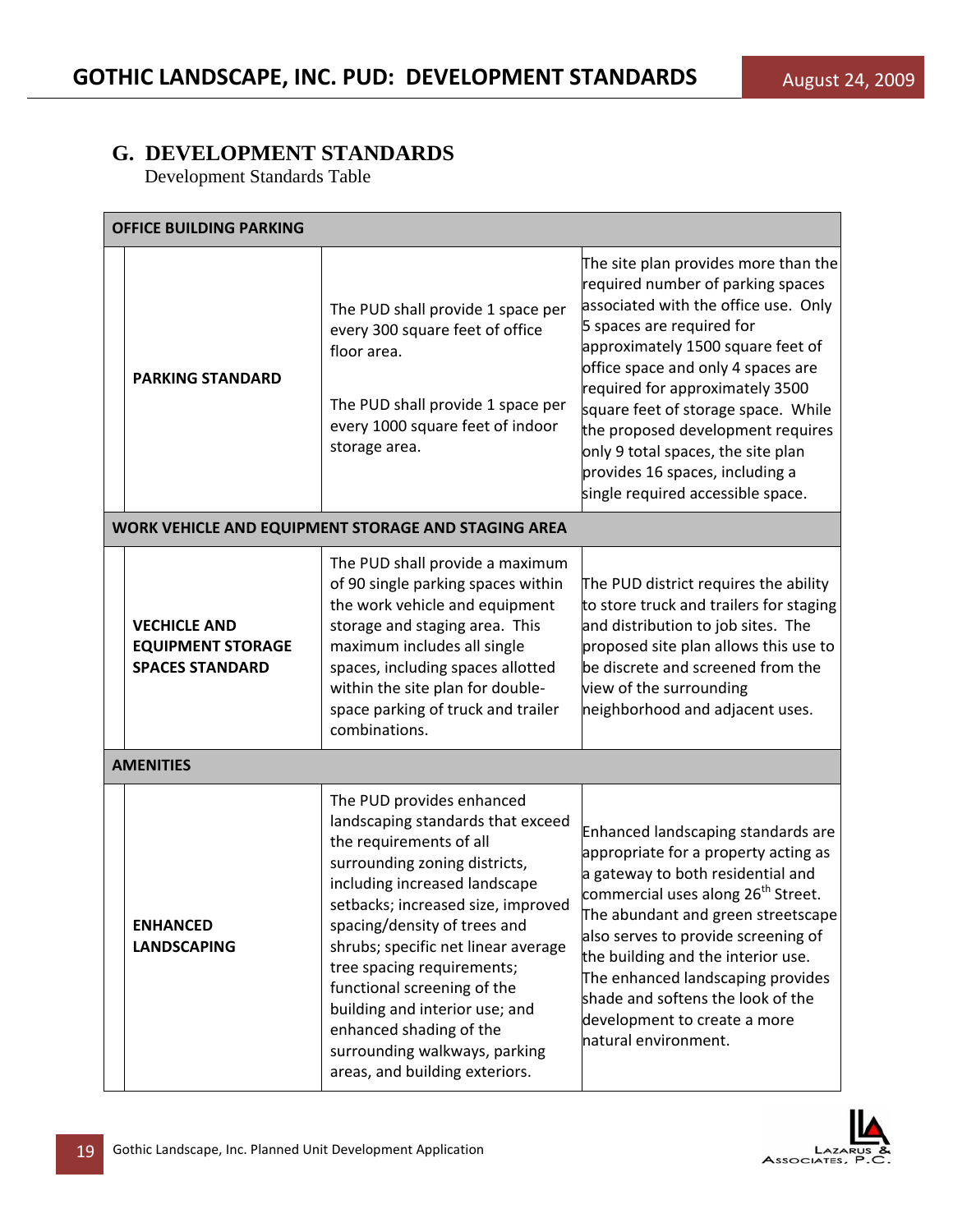## G. DEVELOPMENT STANDARDS

Development Standards Table

| OFFICE BUILDING PARKING | | |
|---|---|---|
| **PARKING STANDARD** | The PUD shall provide 1 space per every 300 square feet of office floor area.<br><br>The PUD shall provide 1 space per every 1000 square feet of indoor storage area. | The site plan provides more than the required number of parking spaces associated with the office use. Only 5 spaces are required for approximately 1500 square feet of office space and only 4 spaces are required for approximately 3500 square feet of storage space. While the proposed development requires only 9 total spaces, the site plan provides 16 spaces, including a single required accessible space. |
| **WORK VEHICLE AND EQUIPMENT STORAGE AND STAGING AREA** | | |
| **VECHICLE AND EQUIPMENT STORAGE SPACES STANDARD** | The PUD shall provide a maximum of 90 single parking spaces within the work vehicle and equipment storage and staging area. This maximum includes all single spaces, including spaces allotted within the site plan for double-space parking of truck and trailer combinations. | The PUD district requires the ability to store truck and trailers for staging and distribution to job sites. The proposed site plan allows this use to be discrete and screened from the view of the surrounding neighborhood and adjacent uses. |
| **AMENITIES** | | |
| **ENHANCED LANDSCAPING** | The PUD provides enhanced landscaping standards that exceed the requirements of all surrounding zoning districts, including increased landscape setbacks; increased size, improved spacing/density of trees and shrubs; specific net linear average tree spacing requirements; functional screening of the building and interior use; and enhanced shading of the surrounding walkways, parking areas, and building exteriors. | Enhanced landscaping standards are appropriate for a property acting as a gateway to both residential and commercial uses along 26th Street. The abundant and green streetscape also serves to provide screening of the building and the interior use. The enhanced landscaping provides shade and softens the look of the development to create a more natural environment. |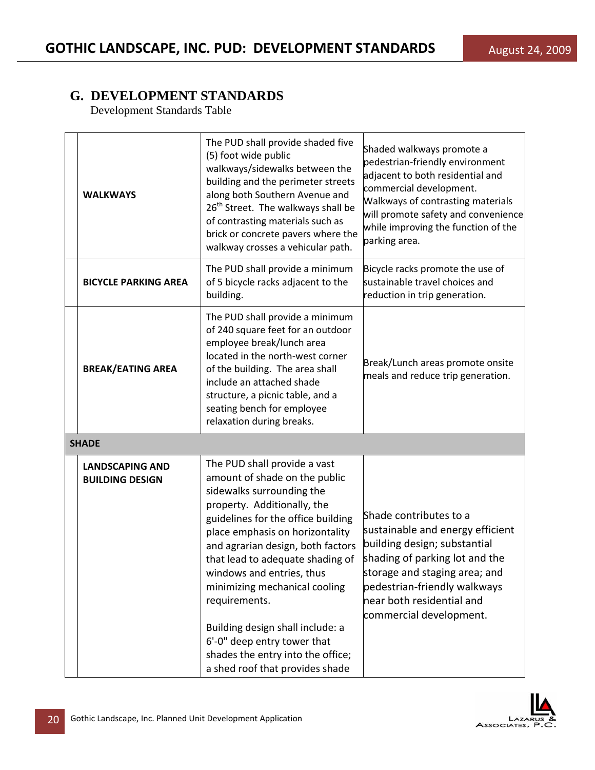## G. DEVELOPMENT STANDARDS

Development Standards Table

| | | | |
|---|---|---|---|
| | **WALKWAYS** | The PUD shall provide shaded five (5) foot wide public walkways/sidewalks between the building and the perimeter streets along both Southern Avenue and 26th Street. The walkways shall be of contrasting materials such as brick or concrete pavers where the walkway crosses a vehicular path. | Shaded walkways promote a pedestrian-friendly environment adjacent to both residential and commercial development. Walkways of contrasting materials will promote safety and convenience while improving the function of the parking area. |
| | **BICYCLE PARKING AREA** | The PUD shall provide a minimum of 5 bicycle racks adjacent to the building. | Bicycle racks promote the use of sustainable travel choices and reduction in trip generation. |
| | **BREAK/EATING AREA** | The PUD shall provide a minimum of 240 square feet for an outdoor employee break/lunch area located in the north-west corner of the building. The area shall include an attached shade structure, a picnic table, and a seating bench for employee relaxation during breaks. | Break/Lunch areas promote onsite meals and reduce trip generation. |
| **SHADE** | | | |
| | **LANDSCAPING AND BUILDING DESIGN** | The PUD shall provide a vast amount of shade on the public sidewalks surrounding the property. Additionally, the guidelines for the office building place emphasis on horizontality and agrarian design, both factors that lead to adequate shading of windows and entries, thus minimizing mechanical cooling requirements.<br><br>Building design shall include: a 6'-0" deep entry tower that shades the entry into the office; a shed roof that provides shade | Shade contributes to a sustainable and energy efficient building design; substantial shading of parking lot and the storage and staging area; and pedestrian-friendly walkways near both residential and commercial development. |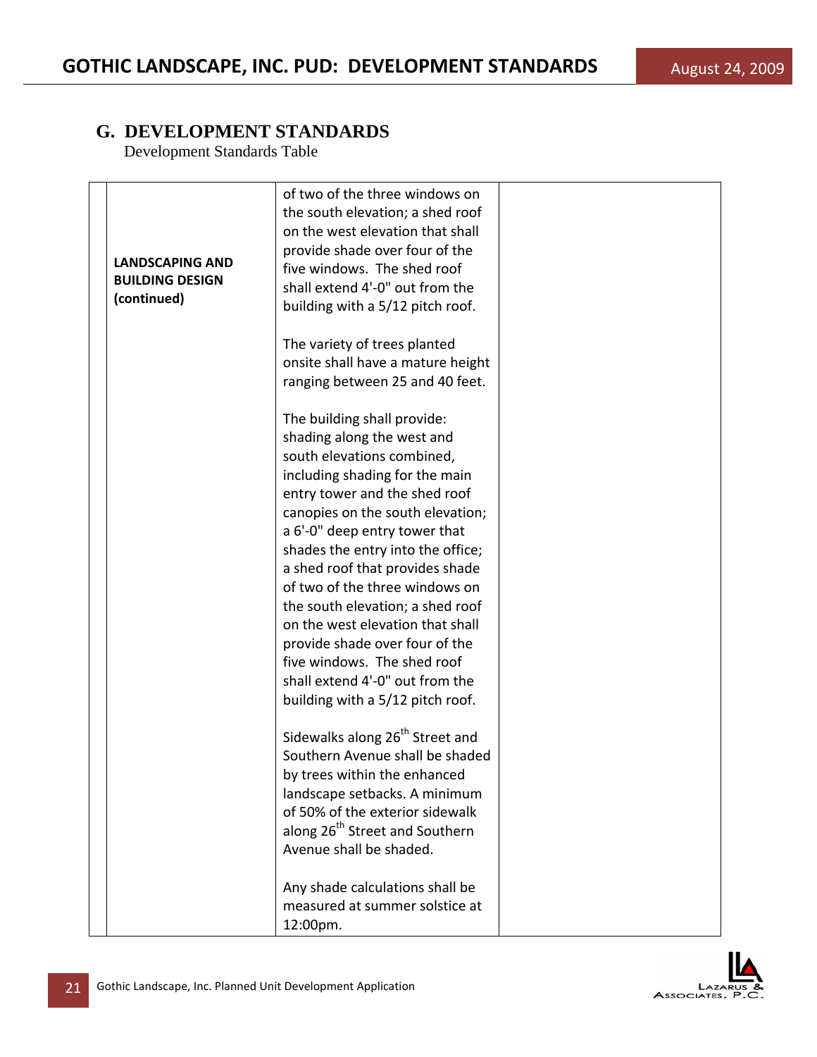## G. DEVELOPMENT STANDARDS

Development Standards Table

| | | | |
|---|---|---|---|
| | **LANDSCAPING AND BUILDING DESIGN (continued)** | of two of the three windows on the south elevation; a shed roof on the west elevation that shall provide shade over four of the five windows. The shed roof shall extend 4'-0" out from the building with a 5/12 pitch roof.<br><br>The variety of trees planted onsite shall have a mature height ranging between 25 and 40 feet.<br><br>The building shall provide: shading along the west and south elevations combined, including shading for the main entry tower and the shed roof canopies on the south elevation; a 6'-0" deep entry tower that shades the entry into the office; a shed roof that provides shade of two of the three windows on the south elevation; a shed roof on the west elevation that shall provide shade over four of the five windows. The shed roof shall extend 4'-0" out from the building with a 5/12 pitch roof.<br><br>Sidewalks along 26th Street and Southern Avenue shall be shaded by trees within the enhanced landscape setbacks. A minimum of 50% of the exterior sidewalk along 26th Street and Southern Avenue shall be shaded.<br><br>Any shade calculations shall be measured at summer solstice at 12:00pm. | |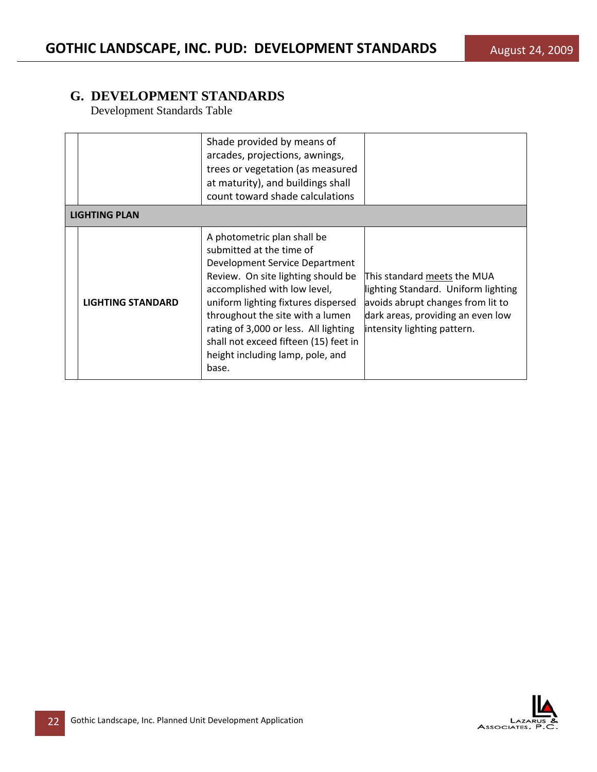## G. DEVELOPMENT STANDARDS

Development Standards Table

| | | | |
|---|---|---|---|
| | | Shade provided by means of arcades, projections, awnings, trees or vegetation (as measured at maturity), and buildings shall count toward shade calculations | |
| **LIGHTING PLAN** | | | |
| | **LIGHTING STANDARD** | A photometric plan shall be submitted at the time of Development Service Department Review. On site lighting should be accomplished with low level, uniform lighting fixtures dispersed throughout the site with a lumen rating of 3,000 or less. All lighting shall not exceed fifteen (15) feet in height including lamp, pole, and base. | This standard meets the MUA lighting Standard. Uniform lighting avoids abrupt changes from lit to dark areas, providing an even low intensity lighting pattern. |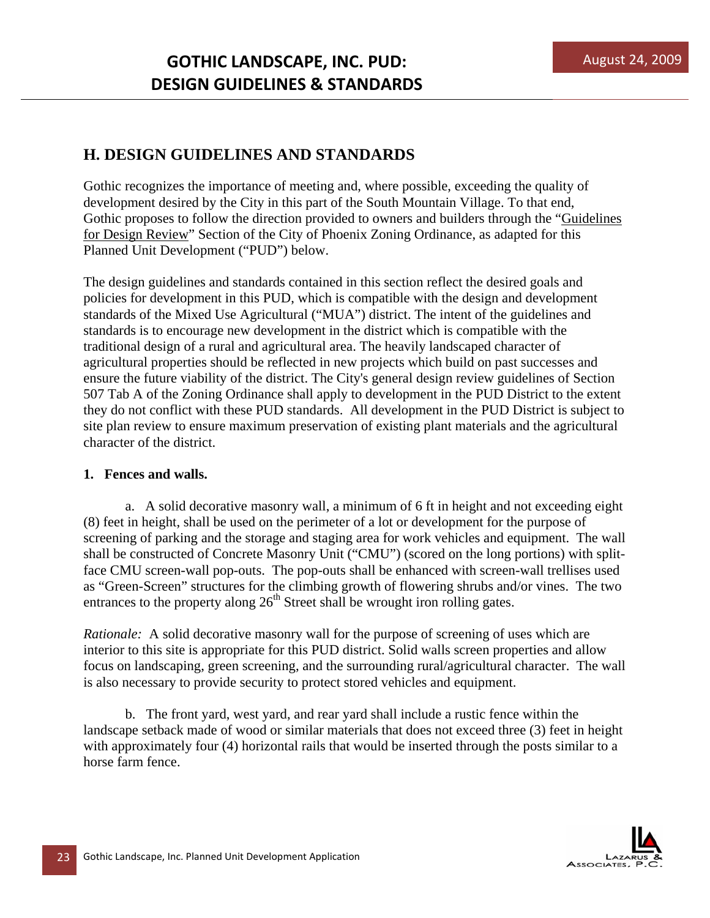## H. DESIGN GUIDELINES AND STANDARDS

Gothic recognizes the importance of meeting and, where possible, exceeding the quality of development desired by the City in this part of the South Mountain Village. To that end, Gothic proposes to follow the direction provided to owners and builders through the "Guidelines for Design Review" Section of the City of Phoenix Zoning Ordinance, as adapted for this Planned Unit Development ("PUD") below.

The design guidelines and standards contained in this section reflect the desired goals and policies for development in this PUD, which is compatible with the design and development standards of the Mixed Use Agricultural ("MUA") district. The intent of the guidelines and standards is to encourage new development in the district which is compatible with the traditional design of a rural and agricultural area. The heavily landscaped character of agricultural properties should be reflected in new projects which build on past successes and ensure the future viability of the district. The City's general design review guidelines of Section 507 Tab A of the Zoning Ordinance shall apply to development in the PUD District to the extent they do not conflict with these PUD standards. All development in the PUD District is subject to site plan review to ensure maximum preservation of existing plant materials and the agricultural character of the district.

**1. Fences and walls.**

a. A solid decorative masonry wall, a minimum of 6 ft in height and not exceeding eight (8) feet in height, shall be used on the perimeter of a lot or development for the purpose of screening of parking and the storage and staging area for work vehicles and equipment. The wall shall be constructed of Concrete Masonry Unit ("CMU") (scored on the long portions) with split-face CMU screen-wall pop-outs. The pop-outs shall be enhanced with screen-wall trellises used as "Green-Screen" structures for the climbing growth of flowering shrubs and/or vines. The two entrances to the property along 26th Street shall be wrought iron rolling gates.

*Rationale:* A solid decorative masonry wall for the purpose of screening of uses which are interior to this site is appropriate for this PUD district. Solid walls screen properties and allow focus on landscaping, green screening, and the surrounding rural/agricultural character. The wall is also necessary to provide security to protect stored vehicles and equipment.

b. The front yard, west yard, and rear yard shall include a rustic fence within the landscape setback made of wood or similar materials that does not exceed three (3) feet in height with approximately four (4) horizontal rails that would be inserted through the posts similar to a horse farm fence.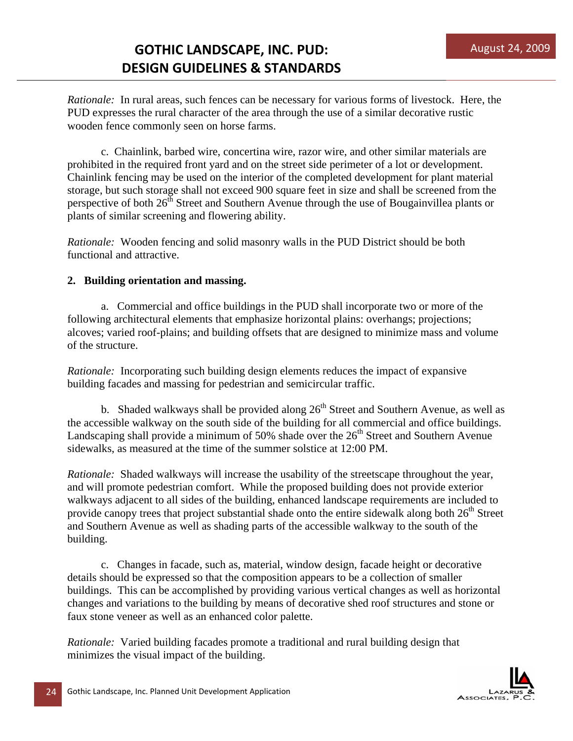*Rationale:* In rural areas, such fences can be necessary for various forms of livestock. Here, the PUD expresses the rural character of the area through the use of a similar decorative rustic wooden fence commonly seen on horse farms.

c. Chainlink, barbed wire, concertina wire, razor wire, and other similar materials are prohibited in the required front yard and on the street side perimeter of a lot or development. Chainlink fencing may be used on the interior of the completed development for plant material storage, but such storage shall not exceed 900 square feet in size and shall be screened from the perspective of both 26th Street and Southern Avenue through the use of Bougainvillea plants or plants of similar screening and flowering ability.

*Rationale:* Wooden fencing and solid masonry walls in the PUD District should be both functional and attractive.

**2. Building orientation and massing.**

a. Commercial and office buildings in the PUD shall incorporate two or more of the following architectural elements that emphasize horizontal plains: overhangs; projections; alcoves; varied roof-plains; and building offsets that are designed to minimize mass and volume of the structure.

*Rationale:* Incorporating such building design elements reduces the impact of expansive building facades and massing for pedestrian and semicircular traffic.

b. Shaded walkways shall be provided along 26th Street and Southern Avenue, as well as the accessible walkway on the south side of the building for all commercial and office buildings. Landscaping shall provide a minimum of 50% shade over the 26th Street and Southern Avenue sidewalks, as measured at the time of the summer solstice at 12:00 PM.

*Rationale:* Shaded walkways will increase the usability of the streetscape throughout the year, and will promote pedestrian comfort. While the proposed building does not provide exterior walkways adjacent to all sides of the building, enhanced landscape requirements are included to provide canopy trees that project substantial shade onto the entire sidewalk along both 26th Street and Southern Avenue as well as shading parts of the accessible walkway to the south of the building.

c. Changes in facade, such as, material, window design, facade height or decorative details should be expressed so that the composition appears to be a collection of smaller buildings. This can be accomplished by providing various vertical changes as well as horizontal changes and variations to the building by means of decorative shed roof structures and stone or faux stone veneer as well as an enhanced color palette.

*Rationale:* Varied building facades promote a traditional and rural building design that minimizes the visual impact of the building.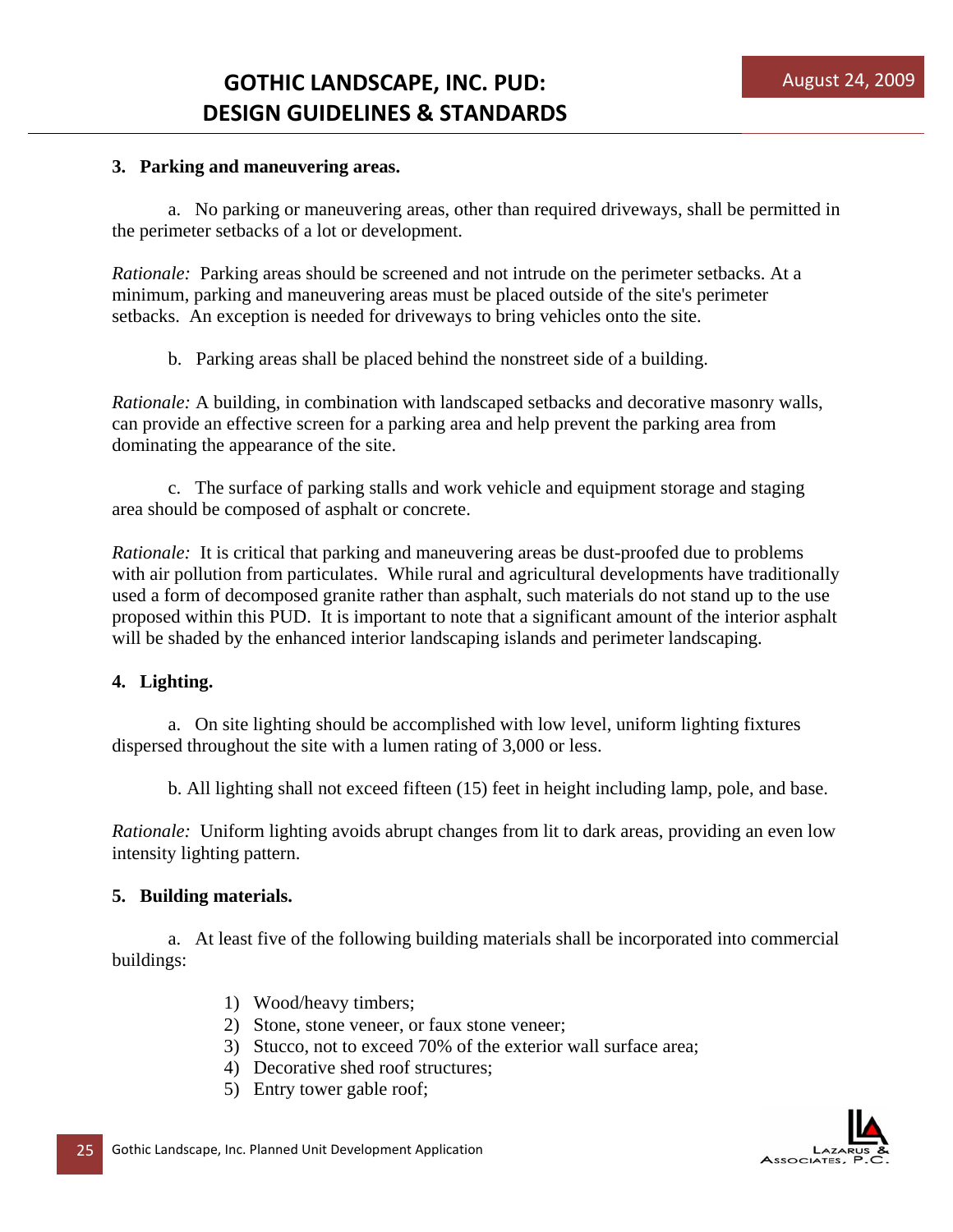**3. Parking and maneuvering areas.**

a. No parking or maneuvering areas, other than required driveways, shall be permitted in the perimeter setbacks of a lot or development.

*Rationale:* Parking areas should be screened and not intrude on the perimeter setbacks. At a minimum, parking and maneuvering areas must be placed outside of the site's perimeter setbacks. An exception is needed for driveways to bring vehicles onto the site.

b. Parking areas shall be placed behind the nonstreet side of a building.

*Rationale:* A building, in combination with landscaped setbacks and decorative masonry walls, can provide an effective screen for a parking area and help prevent the parking area from dominating the appearance of the site.

c. The surface of parking stalls and work vehicle and equipment storage and staging area should be composed of asphalt or concrete.

*Rationale:* It is critical that parking and maneuvering areas be dust-proofed due to problems with air pollution from particulates. While rural and agricultural developments have traditionally used a form of decomposed granite rather than asphalt, such materials do not stand up to the use proposed within this PUD. It is important to note that a significant amount of the interior asphalt will be shaded by the enhanced interior landscaping islands and perimeter landscaping.

**4. Lighting.**

a. On site lighting should be accomplished with low level, uniform lighting fixtures dispersed throughout the site with a lumen rating of 3,000 or less.

b. All lighting shall not exceed fifteen (15) feet in height including lamp, pole, and base.

*Rationale:* Uniform lighting avoids abrupt changes from lit to dark areas, providing an even low intensity lighting pattern.

**5. Building materials.**

a. At least five of the following building materials shall be incorporated into commercial buildings:

1) Wood/heavy timbers;
2) Stone, stone veneer, or faux stone veneer;
3) Stucco, not to exceed 70% of the exterior wall surface area;
4) Decorative shed roof structures;
5) Entry tower gable roof;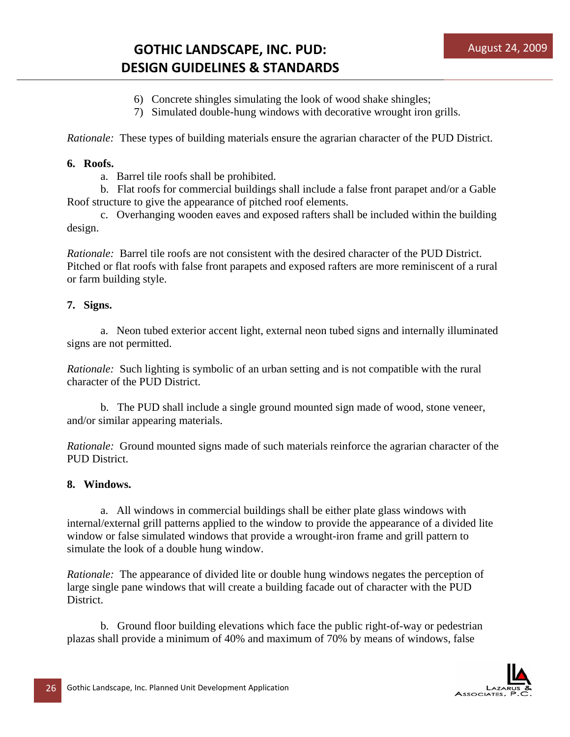6) Concrete shingles simulating the look of wood shake shingles;
7) Simulated double-hung windows with decorative wrought iron grills.

*Rationale:* These types of building materials ensure the agrarian character of the PUD District.

**6. Roofs.**

a. Barrel tile roofs shall be prohibited.

b. Flat roofs for commercial buildings shall include a false front parapet and/or a Gable Roof structure to give the appearance of pitched roof elements.

c. Overhanging wooden eaves and exposed rafters shall be included within the building design.

*Rationale:* Barrel tile roofs are not consistent with the desired character of the PUD District. Pitched or flat roofs with false front parapets and exposed rafters are more reminiscent of a rural or farm building style.

**7. Signs.**

a. Neon tubed exterior accent light, external neon tubed signs and internally illuminated signs are not permitted.

*Rationale:* Such lighting is symbolic of an urban setting and is not compatible with the rural character of the PUD District.

b. The PUD shall include a single ground mounted sign made of wood, stone veneer, and/or similar appearing materials.

*Rationale:* Ground mounted signs made of such materials reinforce the agrarian character of the PUD District.

**8. Windows.**

a. All windows in commercial buildings shall be either plate glass windows with internal/external grill patterns applied to the window to provide the appearance of a divided lite window or false simulated windows that provide a wrought-iron frame and grill pattern to simulate the look of a double hung window.

*Rationale:* The appearance of divided lite or double hung windows negates the perception of large single pane windows that will create a building facade out of character with the PUD District.

b. Ground floor building elevations which face the public right-of-way or pedestrian plazas shall provide a minimum of 40% and maximum of 70% by means of windows, false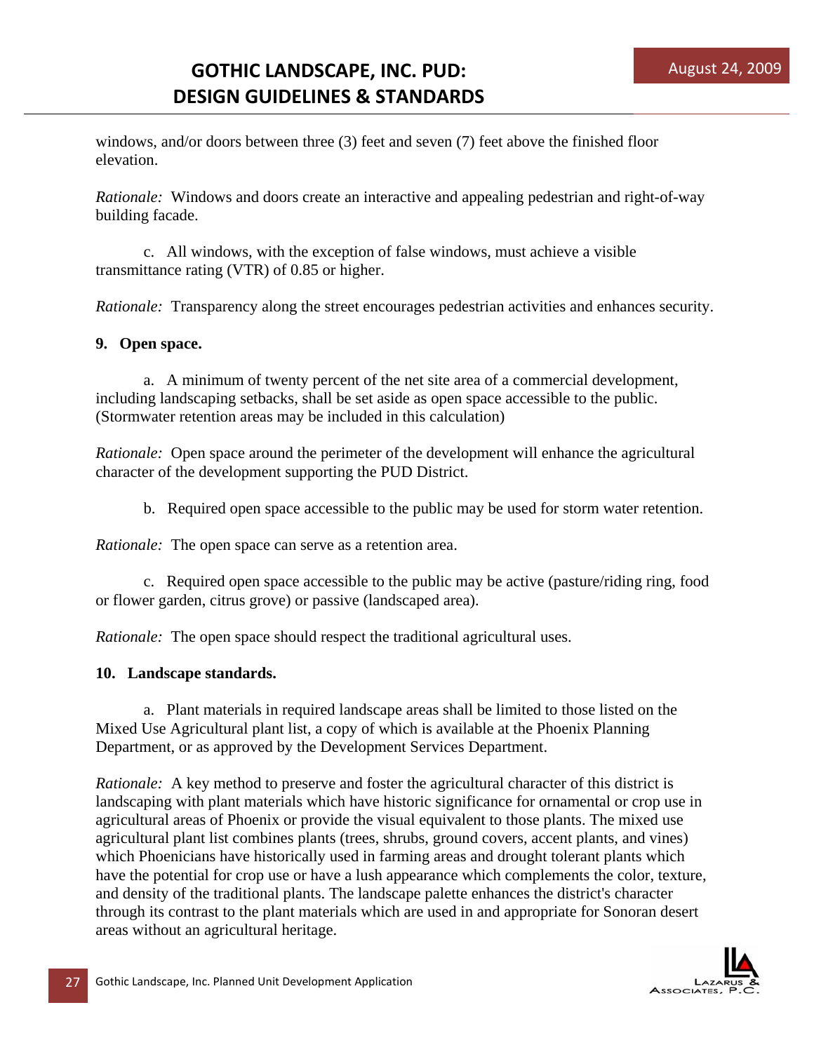windows, and/or doors between three (3) feet and seven (7) feet above the finished floor elevation.

*Rationale:* Windows and doors create an interactive and appealing pedestrian and right-of-way building facade.

c. All windows, with the exception of false windows, must achieve a visible transmittance rating (VTR) of 0.85 or higher.

*Rationale:* Transparency along the street encourages pedestrian activities and enhances security.

**9. Open space.**

a. A minimum of twenty percent of the net site area of a commercial development, including landscaping setbacks, shall be set aside as open space accessible to the public. (Stormwater retention areas may be included in this calculation)

*Rationale:* Open space around the perimeter of the development will enhance the agricultural character of the development supporting the PUD District.

b. Required open space accessible to the public may be used for storm water retention.

*Rationale:* The open space can serve as a retention area.

c. Required open space accessible to the public may be active (pasture/riding ring, food or flower garden, citrus grove) or passive (landscaped area).

*Rationale:* The open space should respect the traditional agricultural uses.

**10. Landscape standards.**

a. Plant materials in required landscape areas shall be limited to those listed on the Mixed Use Agricultural plant list, a copy of which is available at the Phoenix Planning Department, or as approved by the Development Services Department.

*Rationale:* A key method to preserve and foster the agricultural character of this district is landscaping with plant materials which have historic significance for ornamental or crop use in agricultural areas of Phoenix or provide the visual equivalent to those plants. The mixed use agricultural plant list combines plants (trees, shrubs, ground covers, accent plants, and vines) which Phoenicians have historically used in farming areas and drought tolerant plants which have the potential for crop use or have a lush appearance which complements the color, texture, and density of the traditional plants. The landscape palette enhances the district's character through its contrast to the plant materials which are used in and appropriate for Sonoran desert areas without an agricultural heritage.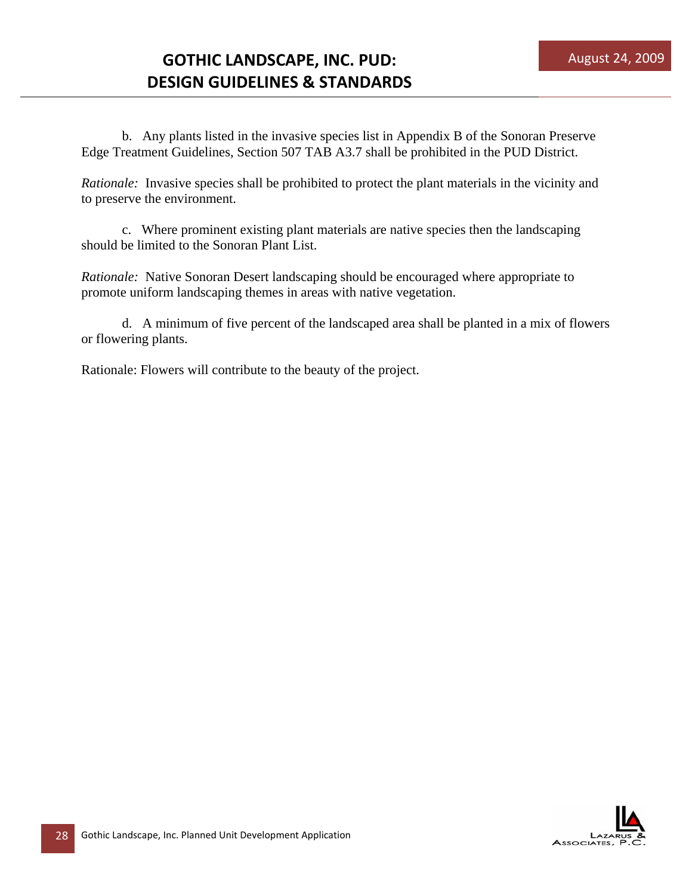b. Any plants listed in the invasive species list in Appendix B of the Sonoran Preserve Edge Treatment Guidelines, Section 507 TAB A3.7 shall be prohibited in the PUD District.

*Rationale:* Invasive species shall be prohibited to protect the plant materials in the vicinity and to preserve the environment.

c. Where prominent existing plant materials are native species then the landscaping should be limited to the Sonoran Plant List.

*Rationale:* Native Sonoran Desert landscaping should be encouraged where appropriate to promote uniform landscaping themes in areas with native vegetation.

d. A minimum of five percent of the landscaped area shall be planted in a mix of flowers or flowering plants.

Rationale: Flowers will contribute to the beauty of the project.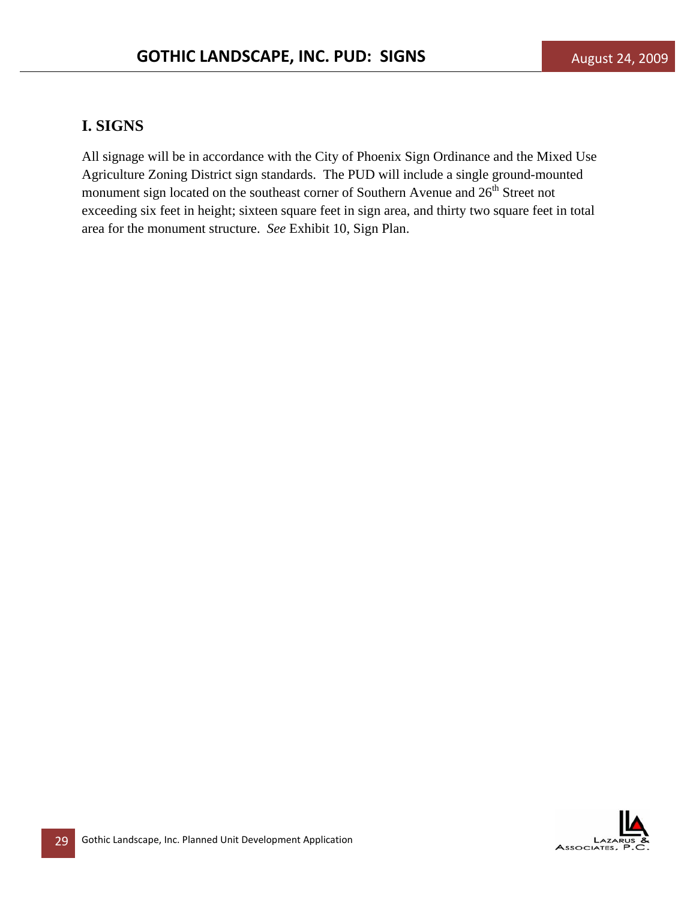## I. SIGNS

All signage will be in accordance with the City of Phoenix Sign Ordinance and the Mixed Use Agriculture Zoning District sign standards. The PUD will include a single ground-mounted monument sign located on the southeast corner of Southern Avenue and 26th Street not exceeding six feet in height; sixteen square feet in sign area, and thirty two square feet in total area for the monument structure. *See* Exhibit 10, Sign Plan.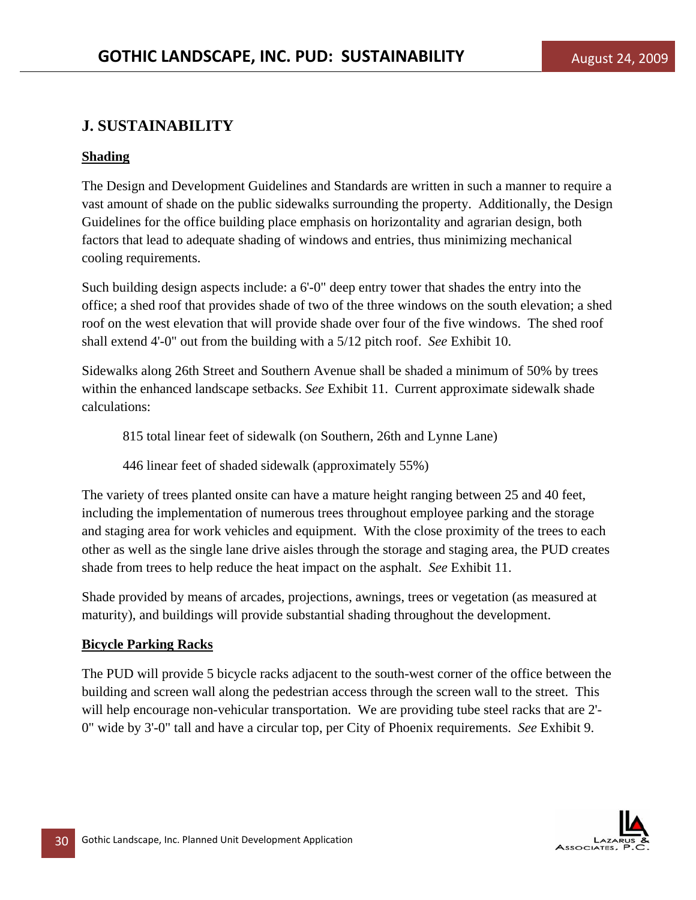## J. SUSTAINABILITY

**Shading**

The Design and Development Guidelines and Standards are written in such a manner to require a vast amount of shade on the public sidewalks surrounding the property. Additionally, the Design Guidelines for the office building place emphasis on horizontality and agrarian design, both factors that lead to adequate shading of windows and entries, thus minimizing mechanical cooling requirements.

Such building design aspects include: a 6'-0" deep entry tower that shades the entry into the office; a shed roof that provides shade of two of the three windows on the south elevation; a shed roof on the west elevation that will provide shade over four of the five windows. The shed roof shall extend 4'-0" out from the building with a 5/12 pitch roof. *See* Exhibit 10.

Sidewalks along 26th Street and Southern Avenue shall be shaded a minimum of 50% by trees within the enhanced landscape setbacks. *See* Exhibit 11. Current approximate sidewalk shade calculations:

815 total linear feet of sidewalk (on Southern, 26th and Lynne Lane)

446 linear feet of shaded sidewalk (approximately 55%)

The variety of trees planted onsite can have a mature height ranging between 25 and 40 feet, including the implementation of numerous trees throughout employee parking and the storage and staging area for work vehicles and equipment. With the close proximity of the trees to each other as well as the single lane drive aisles through the storage and staging area, the PUD creates shade from trees to help reduce the heat impact on the asphalt. *See* Exhibit 11.

Shade provided by means of arcades, projections, awnings, trees or vegetation (as measured at maturity), and buildings will provide substantial shading throughout the development.

**Bicycle Parking Racks**

The PUD will provide 5 bicycle racks adjacent to the south-west corner of the office between the building and screen wall along the pedestrian access through the screen wall to the street. This will help encourage non-vehicular transportation. We are providing tube steel racks that are 2'-0" wide by 3'-0" tall and have a circular top, per City of Phoenix requirements. *See* Exhibit 9.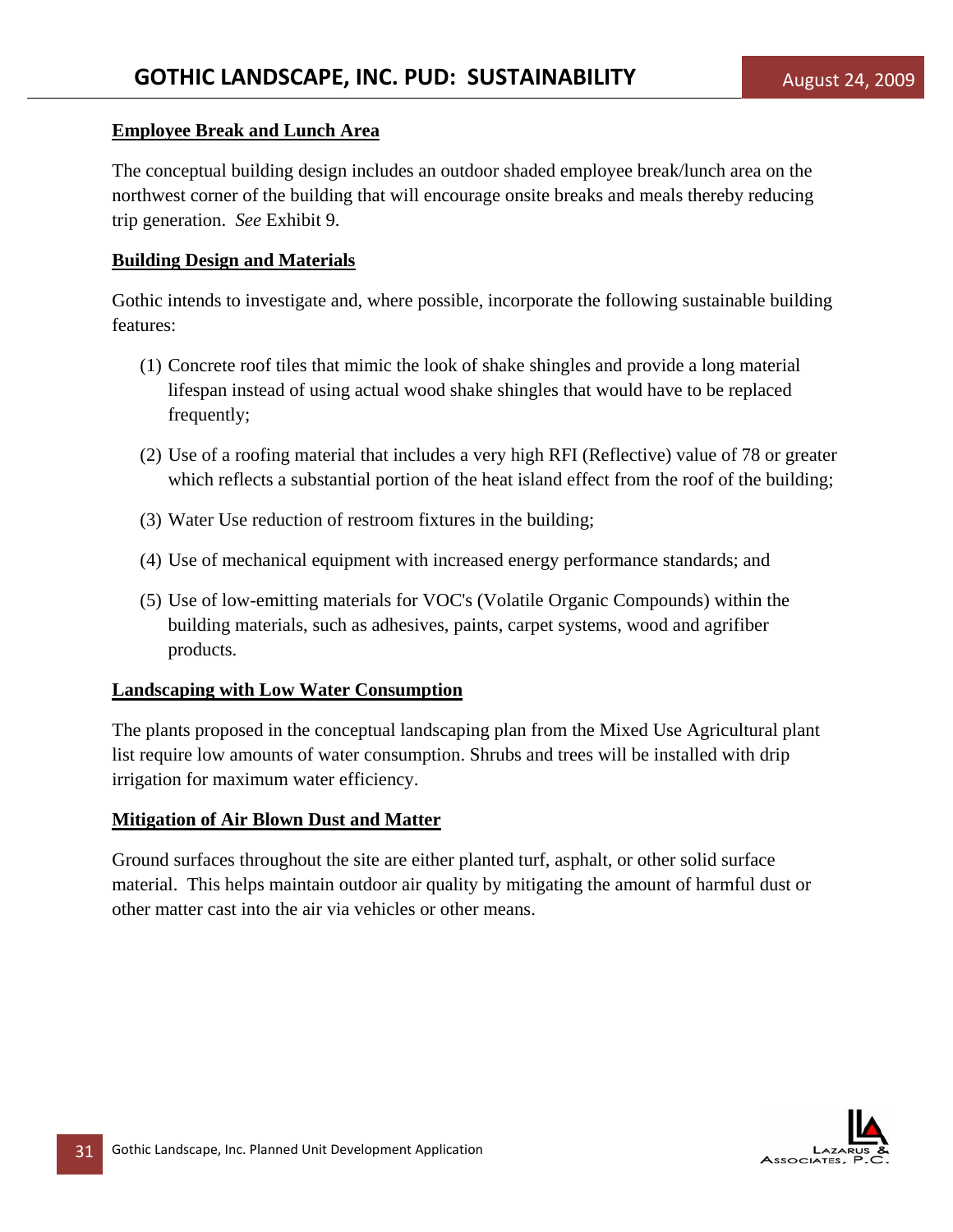**Employee Break and Lunch Area**

The conceptual building design includes an outdoor shaded employee break/lunch area on the northwest corner of the building that will encourage onsite breaks and meals thereby reducing trip generation. *See* Exhibit 9.

**Building Design and Materials**

Gothic intends to investigate and, where possible, incorporate the following sustainable building features:

(1) Concrete roof tiles that mimic the look of shake shingles and provide a long material lifespan instead of using actual wood shake shingles that would have to be replaced frequently;

(2) Use of a roofing material that includes a very high RFI (Reflective) value of 78 or greater which reflects a substantial portion of the heat island effect from the roof of the building;

(3) Water Use reduction of restroom fixtures in the building;

(4) Use of mechanical equipment with increased energy performance standards; and

(5) Use of low-emitting materials for VOC's (Volatile Organic Compounds) within the building materials, such as adhesives, paints, carpet systems, wood and agrifiber products.

**Landscaping with Low Water Consumption**

The plants proposed in the conceptual landscaping plan from the Mixed Use Agricultural plant list require low amounts of water consumption. Shrubs and trees will be installed with drip irrigation for maximum water efficiency.

**Mitigation of Air Blown Dust and Matter**

Ground surfaces throughout the site are either planted turf, asphalt, or other solid surface material. This helps maintain outdoor air quality by mitigating the amount of harmful dust or other matter cast into the air via vehicles or other means.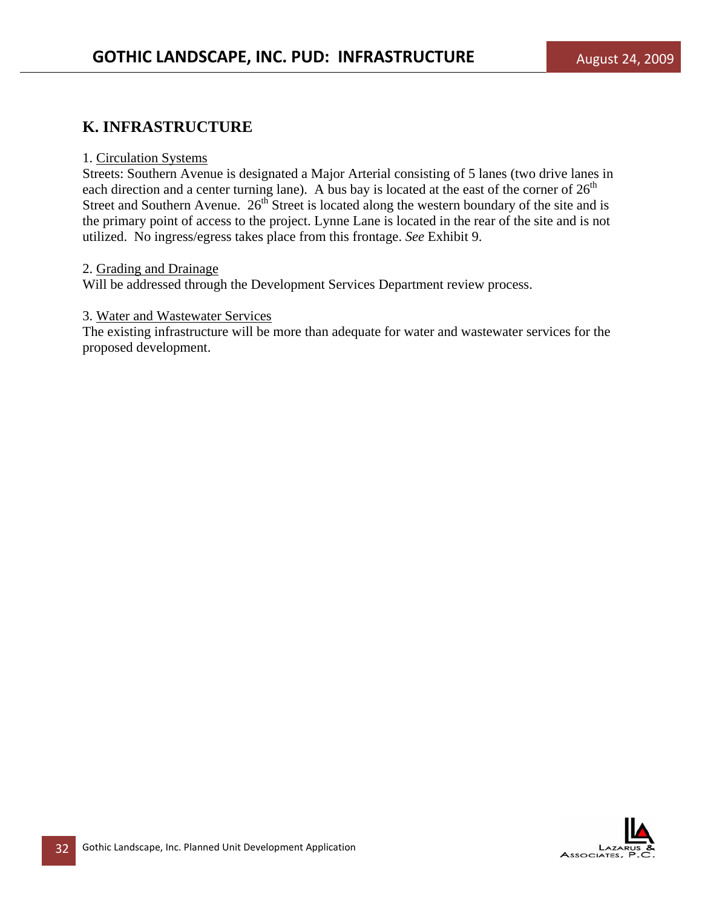## K. INFRASTRUCTURE

1. Circulation Systems

Streets: Southern Avenue is designated a Major Arterial consisting of 5 lanes (two drive lanes in each direction and a center turning lane). A bus bay is located at the east of the corner of 26th Street and Southern Avenue. 26th Street is located along the western boundary of the site and is the primary point of access to the project. Lynne Lane is located in the rear of the site and is not utilized. No ingress/egress takes place from this frontage. *See* Exhibit 9.

2. Grading and Drainage

Will be addressed through the Development Services Department review process.

3. Water and Wastewater Services

The existing infrastructure will be more than adequate for water and wastewater services for the proposed development.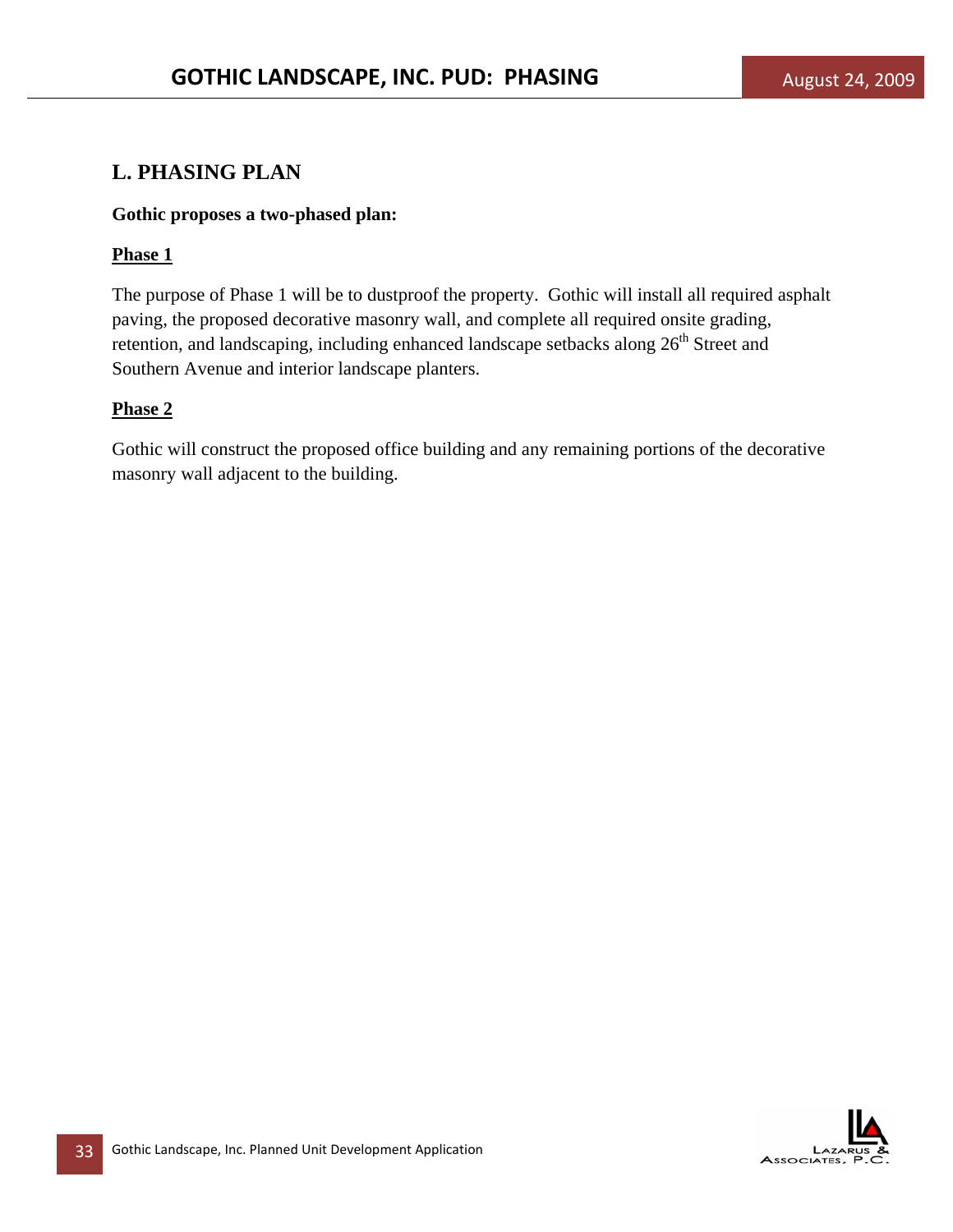## L. PHASING PLAN

**Gothic proposes a two-phased plan:**

**Phase 1**

The purpose of Phase 1 will be to dustproof the property. Gothic will install all required asphalt paving, the proposed decorative masonry wall, and complete all required onsite grading, retention, and landscaping, including enhanced landscape setbacks along 26th Street and Southern Avenue and interior landscape planters.

**Phase 2**

Gothic will construct the proposed office building and any remaining portions of the decorative masonry wall adjacent to the building.